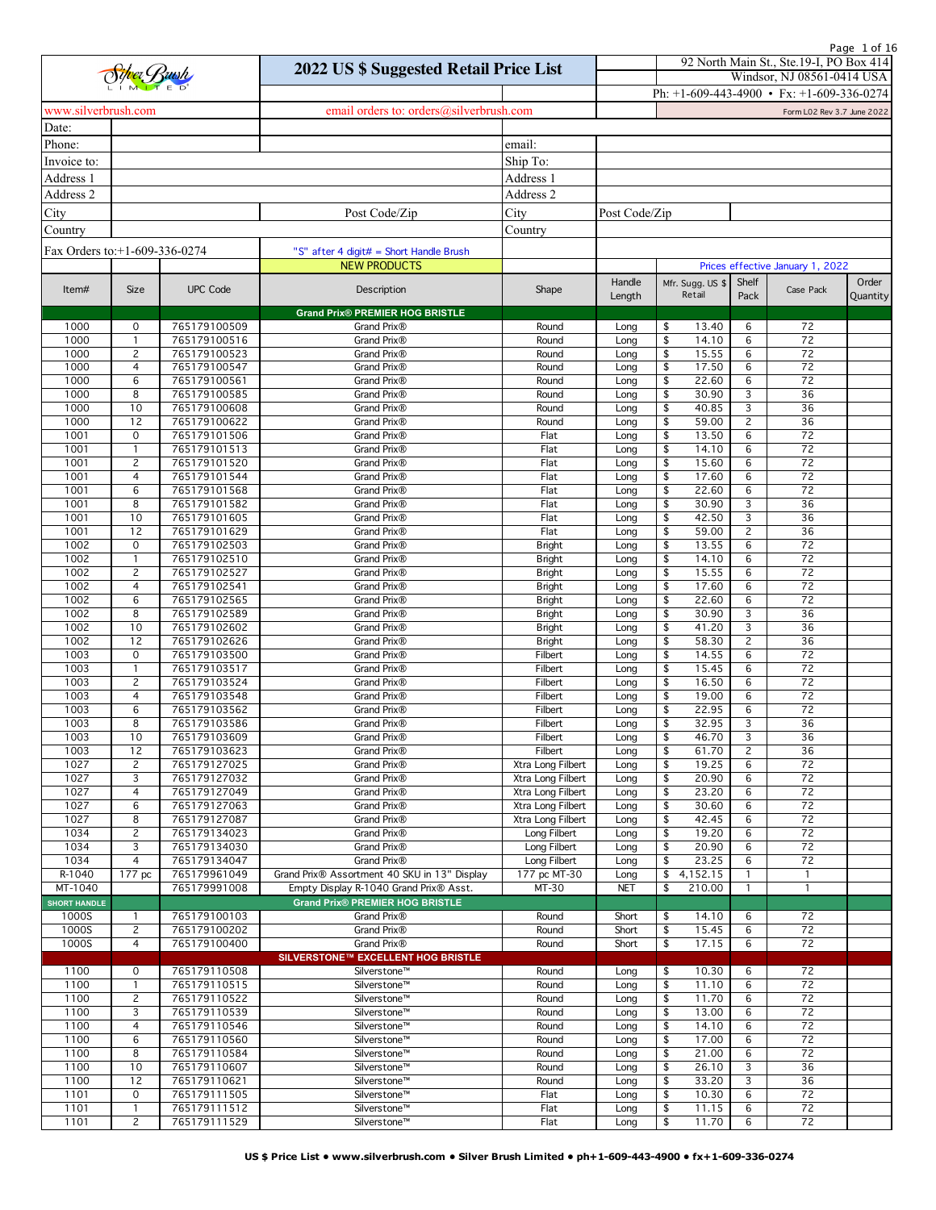Silver Brush Limited

# 2022 US $ Suggested Retail Price List

92 North Main St., Ste.19-I, PO Box 414
Windsor, NJ 08561-0414 USA
Ph: +1-609-443-4900 • Fx: +1-609-336-0274

www.silverbrush.com

email orders to: orders@silverbrush.com

Form L02 Rev 3.7 June 2022

| | | | |
|---|---|---|---|
| Date: | | | |
| Phone: | | email: | |
| Invoice to: | | Ship To: | |
| Address 1 | | Address 1 | |
| Address 2 | | Address 2 | |
| City | Post Code/Zip | City | Post Code/Zip |
| Country | | Country | |

Fax Orders to:+1-609-336-0274

"S" after 4 digit# = Short Handle Brush

NEW PRODUCTS

Prices effective January 1, 2022

| Item# | Size | UPC Code | Description | Shape | Handle Length | Mfr. Sugg. US $ Retail | Shelf Pack | Case Pack | Order Quantity |
|---|---|---|---|---|---|---|---|---|---|
| | | | **Grand Prix® PREMIER HOG BRISTLE** | | | | | | |
| 1000 | 0 | 765179100509 | Grand Prix® | Round | Long | $ 13.40 | 6 | 72 | |
| 1000 | 1 | 765179100516 | Grand Prix® | Round | Long | $ 14.10 | 6 | 72 | |
| 1000 | 2 | 765179100523 | Grand Prix® | Round | Long | $ 15.55 | 6 | 72 | |
| 1000 | 4 | 765179100547 | Grand Prix® | Round | Long | $ 17.50 | 6 | 72 | |
| 1000 | 6 | 765179100561 | Grand Prix® | Round | Long | $ 22.60 | 6 | 72 | |
| 1000 | 8 | 765179100585 | Grand Prix® | Round | Long | $ 30.90 | 3 | 36 | |
| 1000 | 10 | 765179100608 | Grand Prix® | Round | Long | $ 40.85 | 3 | 36 | |
| 1000 | 12 | 765179100622 | Grand Prix® | Round | Long | $ 59.00 | 2 | 36 | |
| 1001 | 0 | 765179101506 | Grand Prix® | Flat | Long | $ 13.50 | 6 | 72 | |
| 1001 | 1 | 765179101513 | Grand Prix® | Flat | Long | $ 14.10 | 6 | 72 | |
| 1001 | 2 | 765179101520 | Grand Prix® | Flat | Long | $ 15.60 | 6 | 72 | |
| 1001 | 4 | 765179101544 | Grand Prix® | Flat | Long | $ 17.60 | 6 | 72 | |
| 1001 | 6 | 765179101568 | Grand Prix® | Flat | Long | $ 22.60 | 6 | 72 | |
| 1001 | 8 | 765179101582 | Grand Prix® | Flat | Long | $ 30.90 | 3 | 36 | |
| 1001 | 10 | 765179101605 | Grand Prix® | Flat | Long | $ 42.50 | 3 | 36 | |
| 1001 | 12 | 765179101629 | Grand Prix® | Flat | Long | $ 59.00 | 2 | 36 | |
| 1002 | 0 | 765179102503 | Grand Prix® | Bright | Long | $ 13.55 | 6 | 72 | |
| 1002 | 1 | 765179102510 | Grand Prix® | Bright | Long | $ 14.10 | 6 | 72 | |
| 1002 | 2 | 765179102527 | Grand Prix® | Bright | Long | $ 15.55 | 6 | 72 | |
| 1002 | 4 | 765179102541 | Grand Prix® | Bright | Long | $ 17.60 | 6 | 72 | |
| 1002 | 6 | 765179102565 | Grand Prix® | Bright | Long | $ 22.60 | 6 | 72 | |
| 1002 | 8 | 765179102589 | Grand Prix® | Bright | Long | $ 30.90 | 3 | 36 | |
| 1002 | 10 | 765179102602 | Grand Prix® | Bright | Long | $ 41.20 | 3 | 36 | |
| 1002 | 12 | 765179102626 | Grand Prix® | Bright | Long | $ 58.30 | 2 | 36 | |
| 1003 | 0 | 765179103500 | Grand Prix® | Filbert | Long | $ 14.55 | 6 | 72 | |
| 1003 | 1 | 765179103517 | Grand Prix® | Filbert | Long | $ 15.45 | 6 | 72 | |
| 1003 | 2 | 765179103524 | Grand Prix® | Filbert | Long | $ 16.50 | 6 | 72 | |
| 1003 | 4 | 765179103548 | Grand Prix® | Filbert | Long | $ 19.00 | 6 | 72 | |
| 1003 | 6 | 765179103562 | Grand Prix® | Filbert | Long | $ 22.95 | 6 | 72 | |
| 1003 | 8 | 765179103586 | Grand Prix® | Filbert | Long | $ 32.95 | 3 | 36 | |
| 1003 | 10 | 765179103609 | Grand Prix® | Filbert | Long | $ 46.70 | 3 | 36 | |
| 1003 | 12 | 765179103623 | Grand Prix® | Filbert | Long | $ 61.70 | 2 | 36 | |
| 1027 | 2 | 765179127025 | Grand Prix® | Xtra Long Filbert | Long | $ 19.25 | 6 | 72 | |
| 1027 | 3 | 765179127032 | Grand Prix® | Xtra Long Filbert | Long | $ 20.90 | 6 | 72 | |
| 1027 | 4 | 765179127049 | Grand Prix® | Xtra Long Filbert | Long | $ 23.20 | 6 | 72 | |
| 1027 | 6 | 765179127063 | Grand Prix® | Xtra Long Filbert | Long | $ 30.60 | 6 | 72 | |
| 1027 | 8 | 765179127087 | Grand Prix® | Xtra Long Filbert | Long | $ 42.45 | 6 | 72 | |
| 1034 | 2 | 765179134023 | Grand Prix® | Long Filbert | Long | $ 19.20 | 6 | 72 | |
| 1034 | 3 | 765179134030 | Grand Prix® | Long Filbert | Long | $ 20.90 | 6 | 72 | |
| 1034 | 4 | 765179134047 | Grand Prix® | Long Filbert | Long | $ 23.25 | 6 | 72 | |
| R-1040 | 177 pc | 765179961049 | Grand Prix® Assortment 40 SKU in 13" Display | 177 pc MT-30 | Long | $ 4,152.15 | 1 | 1 | |
| MT-1040 | | 765179991008 | Empty Display R-1040 Grand Prix® Asst. | MT-30 | NET | $ 210.00 | 1 | 1 | |
| SHORT HANDLE | | | **Grand Prix® PREMIER HOG BRISTLE** | | | | | | |
| 1000S | 1 | 765179100103 | Grand Prix® | Round | Short | $ 14.10 | 6 | 72 | |
| 1000S | 2 | 765179100202 | Grand Prix® | Round | Short | $ 15.45 | 6 | 72 | |
| 1000S | 4 | 765179100400 | Grand Prix® | Round | Short | $ 17.15 | 6 | 72 | |
| | | | **SILVERSTONE™ EXCELLENT HOG BRISTLE** | | | | | | |
| 1100 | 0 | 765179110508 | Silverstone™ | Round | Long | $ 10.30 | 6 | 72 | |
| 1100 | 1 | 765179110515 | Silverstone™ | Round | Long | $ 11.10 | 6 | 72 | |
| 1100 | 2 | 765179110522 | Silverstone™ | Round | Long | $ 11.70 | 6 | 72 | |
| 1100 | 3 | 765179110539 | Silverstone™ | Round | Long | $ 13.00 | 6 | 72 | |
| 1100 | 4 | 765179110546 | Silverstone™ | Round | Long | $ 14.10 | 6 | 72 | |
| 1100 | 6 | 765179110560 | Silverstone™ | Round | Long | $ 17.00 | 6 | 72 | |
| 1100 | 8 | 765179110584 | Silverstone™ | Round | Long | $ 21.00 | 6 | 72 | |
| 1100 | 10 | 765179110607 | Silverstone™ | Round | Long | $ 26.10 | 3 | 36 | |
| 1100 | 12 | 765179110621 | Silverstone™ | Round | Long | $ 33.20 | 3 | 36 | |
| 1101 | 0 | 765179111505 | Silverstone™ | Flat | Long | $ 10.30 | 6 | 72 | |
| 1101 | 1 | 765179111512 | Silverstone™ | Flat | Long | $ 11.15 | 6 | 72 | |
| 1101 | 2 | 765179111529 | Silverstone™ | Flat | Long | $ 11.70 | 6 | 72 | |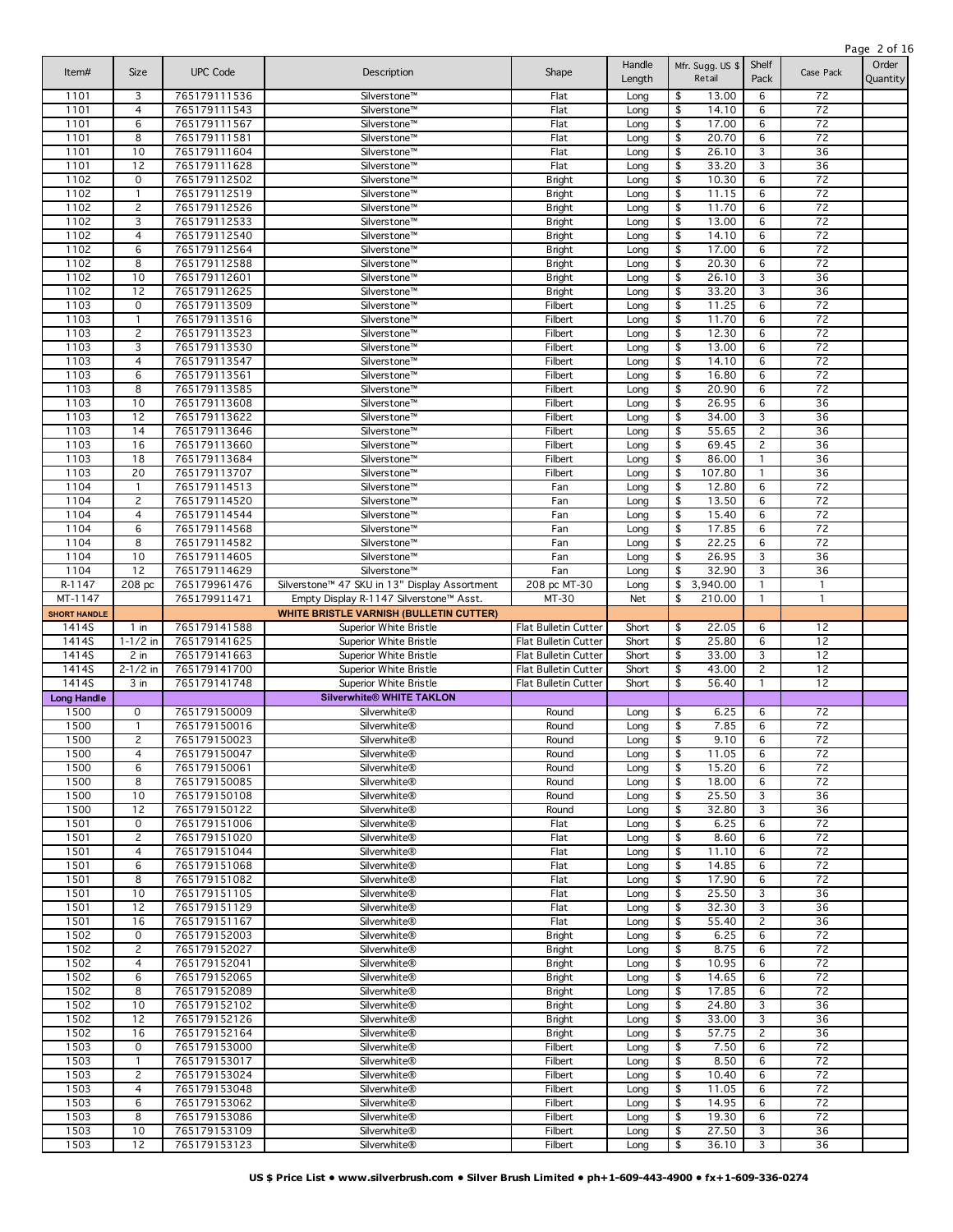| Item# | Size | UPC Code | Description | Shape | Handle Length | Mfr. Sugg. US $ Retail | Shelf Pack | Case Pack | Order Quantity |
|---|---|---|---|---|---|---|---|---|---|
| 1101 | 3 | 765179111536 | Silverstone™ | Flat | Long | $ 13.00 | 6 | 72 | |
| 1101 | 4 | 765179111543 | Silverstone™ | Flat | Long | $ 14.10 | 6 | 72 | |
| 1101 | 6 | 765179111567 | Silverstone™ | Flat | Long | $ 17.00 | 6 | 72 | |
| 1101 | 8 | 765179111581 | Silverstone™ | Flat | Long | $ 20.70 | 6 | 72 | |
| 1101 | 10 | 765179111604 | Silverstone™ | Flat | Long | $ 26.10 | 3 | 36 | |
| 1101 | 12 | 765179111628 | Silverstone™ | Flat | Long | $ 33.20 | 3 | 36 | |
| 1102 | 0 | 765179112502 | Silverstone™ | Bright | Long | $ 10.30 | 6 | 72 | |
| 1102 | 1 | 765179112519 | Silverstone™ | Bright | Long | $ 11.15 | 6 | 72 | |
| 1102 | 2 | 765179112526 | Silverstone™ | Bright | Long | $ 11.70 | 6 | 72 | |
| 1102 | 3 | 765179112533 | Silverstone™ | Bright | Long | $ 13.00 | 6 | 72 | |
| 1102 | 4 | 765179112540 | Silverstone™ | Bright | Long | $ 14.10 | 6 | 72 | |
| 1102 | 6 | 765179112564 | Silverstone™ | Bright | Long | $ 17.00 | 6 | 72 | |
| 1102 | 8 | 765179112588 | Silverstone™ | Bright | Long | $ 20.30 | 6 | 72 | |
| 1102 | 10 | 765179112601 | Silverstone™ | Bright | Long | $ 26.10 | 3 | 36 | |
| 1102 | 12 | 765179112625 | Silverstone™ | Bright | Long | $ 33.20 | 3 | 36 | |
| 1103 | 0 | 765179113509 | Silverstone™ | Filbert | Long | $ 11.25 | 6 | 72 | |
| 1103 | 1 | 765179113516 | Silverstone™ | Filbert | Long | $ 11.70 | 6 | 72 | |
| 1103 | 2 | 765179113523 | Silverstone™ | Filbert | Long | $ 12.30 | 6 | 72 | |
| 1103 | 3 | 765179113530 | Silverstone™ | Filbert | Long | $ 13.00 | 6 | 72 | |
| 1103 | 4 | 765179113547 | Silverstone™ | Filbert | Long | $ 14.10 | 6 | 72 | |
| 1103 | 6 | 765179113561 | Silverstone™ | Filbert | Long | $ 16.80 | 6 | 72 | |
| 1103 | 8 | 765179113585 | Silverstone™ | Filbert | Long | $ 20.90 | 6 | 72 | |
| 1103 | 10 | 765179113608 | Silverstone™ | Filbert | Long | $ 26.95 | 6 | 36 | |
| 1103 | 12 | 765179113622 | Silverstone™ | Filbert | Long | $ 34.00 | 3 | 36 | |
| 1103 | 14 | 765179113646 | Silverstone™ | Filbert | Long | $ 55.65 | 2 | 36 | |
| 1103 | 16 | 765179113660 | Silverstone™ | Filbert | Long | $ 69.45 | 2 | 36 | |
| 1103 | 18 | 765179113684 | Silverstone™ | Filbert | Long | $ 86.00 | 1 | 36 | |
| 1103 | 20 | 765179113707 | Silverstone™ | Filbert | Long | $ 107.80 | 1 | 36 | |
| 1104 | 1 | 765179114513 | Silverstone™ | Fan | Long | $ 12.80 | 6 | 72 | |
| 1104 | 2 | 765179114520 | Silverstone™ | Fan | Long | $ 13.50 | 6 | 72 | |
| 1104 | 4 | 765179114544 | Silverstone™ | Fan | Long | $ 15.40 | 6 | 72 | |
| 1104 | 6 | 765179114568 | Silverstone™ | Fan | Long | $ 17.85 | 6 | 72 | |
| 1104 | 8 | 765179114582 | Silverstone™ | Fan | Long | $ 22.25 | 6 | 72 | |
| 1104 | 10 | 765179114605 | Silverstone™ | Fan | Long | $ 26.95 | 3 | 36 | |
| 1104 | 12 | 765179114629 | Silverstone™ | Fan | Long | $ 32.90 | 3 | 36 | |
| R-1147 | 208 pc | 765179961476 | Silverstone™ 47 SKU in 13" Display Assortment | 208 pc MT-30 | Long | $ 3,940.00 | 1 | 1 | |
| MT-1147 | | 765179911471 | Empty Display R-1147 Silverstone™ Asst. | MT-30 | Net | $ 210.00 | 1 | 1 | |
| **SHORT HANDLE** | | | **WHITE BRISTLE VARNISH (BULLETIN CUTTER)** | | | | | | |
| 1414S | 1 in | 765179141588 | Superior White Bristle | Flat Bulletin Cutter | Short | $ 22.05 | 6 | 12 | |
| 1414S | 1-1/2 in | 765179141625 | Superior White Bristle | Flat Bulletin Cutter | Short | $ 25.80 | 6 | 12 | |
| 1414S | 2 in | 765179141663 | Superior White Bristle | Flat Bulletin Cutter | Short | $ 33.00 | 3 | 12 | |
| 1414S | 2-1/2 in | 765179141700 | Superior White Bristle | Flat Bulletin Cutter | Short | $ 43.00 | 2 | 12 | |
| 1414S | 3 in | 765179141748 | Superior White Bristle | Flat Bulletin Cutter | Short | $ 56.40 | 1 | 12 | |
| **Long Handle** | | | **Silverwhite® WHITE TAKLON** | | | | | | |
| 1500 | 0 | 765179150009 | Silverwhite® | Round | Long | $ 6.25 | 6 | 72 | |
| 1500 | 1 | 765179150016 | Silverwhite® | Round | Long | $ 7.85 | 6 | 72 | |
| 1500 | 2 | 765179150023 | Silverwhite® | Round | Long | $ 9.10 | 6 | 72 | |
| 1500 | 4 | 765179150047 | Silverwhite® | Round | Long | $ 11.05 | 6 | 72 | |
| 1500 | 6 | 765179150061 | Silverwhite® | Round | Long | $ 15.20 | 6 | 72 | |
| 1500 | 8 | 765179150085 | Silverwhite® | Round | Long | $ 18.00 | 6 | 72 | |
| 1500 | 10 | 765179150108 | Silverwhite® | Round | Long | $ 25.50 | 3 | 36 | |
| 1500 | 12 | 765179150122 | Silverwhite® | Round | Long | $ 32.80 | 3 | 36 | |
| 1501 | 0 | 765179151006 | Silverwhite® | Flat | Long | $ 6.25 | 6 | 72 | |
| 1501 | 2 | 765179151020 | Silverwhite® | Flat | Long | $ 8.60 | 6 | 72 | |
| 1501 | 4 | 765179151044 | Silverwhite® | Flat | Long | $ 11.10 | 6 | 72 | |
| 1501 | 6 | 765179151068 | Silverwhite® | Flat | Long | $ 14.85 | 6 | 72 | |
| 1501 | 8 | 765179151082 | Silverwhite® | Flat | Long | $ 17.90 | 6 | 72 | |
| 1501 | 10 | 765179151105 | Silverwhite® | Flat | Long | $ 25.50 | 3 | 36 | |
| 1501 | 12 | 765179151129 | Silverwhite® | Flat | Long | $ 32.30 | 3 | 36 | |
| 1501 | 16 | 765179151167 | Silverwhite® | Flat | Long | $ 55.40 | 2 | 36 | |
| 1502 | 0 | 765179152003 | Silverwhite® | Bright | Long | $ 6.25 | 6 | 72 | |
| 1502 | 2 | 765179152027 | Silverwhite® | Bright | Long | $ 8.75 | 6 | 72 | |
| 1502 | 4 | 765179152041 | Silverwhite® | Bright | Long | $ 10.95 | 6 | 72 | |
| 1502 | 6 | 765179152065 | Silverwhite® | Bright | Long | $ 14.65 | 6 | 72 | |
| 1502 | 8 | 765179152089 | Silverwhite® | Bright | Long | $ 17.85 | 6 | 72 | |
| 1502 | 10 | 765179152102 | Silverwhite® | Bright | Long | $ 24.80 | 3 | 36 | |
| 1502 | 12 | 765179152126 | Silverwhite® | Bright | Long | $ 33.00 | 3 | 36 | |
| 1502 | 16 | 765179152164 | Silverwhite® | Bright | Long | $ 57.75 | 2 | 36 | |
| 1503 | 0 | 765179153000 | Silverwhite® | Filbert | Long | $ 7.50 | 6 | 72 | |
| 1503 | 1 | 765179153017 | Silverwhite® | Filbert | Long | $ 8.50 | 6 | 72 | |
| 1503 | 2 | 765179153024 | Silverwhite® | Filbert | Long | $ 10.40 | 6 | 72 | |
| 1503 | 4 | 765179153048 | Silverwhite® | Filbert | Long | $ 11.05 | 6 | 72 | |
| 1503 | 6 | 765179153062 | Silverwhite® | Filbert | Long | $ 14.95 | 6 | 72 | |
| 1503 | 8 | 765179153086 | Silverwhite® | Filbert | Long | $ 19.30 | 6 | 72 | |
| 1503 | 10 | 765179153109 | Silverwhite® | Filbert | Long | $ 27.50 | 3 | 36 | |
| 1503 | 12 | 765179153123 | Silverwhite® | Filbert | Long | $ 36.10 | 3 | 36 | |

**US $ Price List • www.silverbrush.com • Silver Brush Limited • ph+1-609-443-4900 • fx+1-609-336-0274**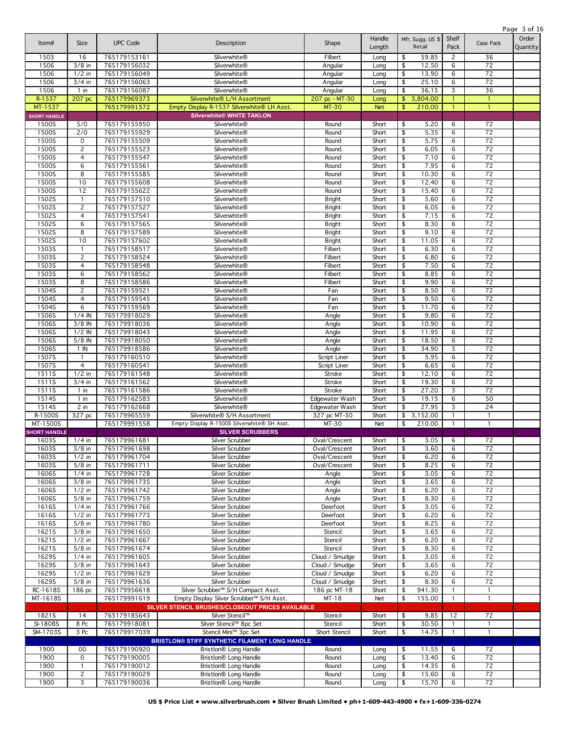| Item# | Size | UPC Code | Description | Shape | Handle Length | Mfr. Sugg. US $ Retail | Shelf Pack | Case Pack | Order Quantity |
|---|---|---|---|---|---|---|---|---|---|
| 1503 | 16 | 765179153161 | Silverwhite® | Filbert | Long | $ 59.85 | 2 | 36 | |
| 1506 | 3/8 in | 765179156032 | Silverwhite® | Angular | Long | $ 12.50 | 6 | 72 | |
| 1506 | 1/2 in | 765179156049 | Silverwhite® | Angular | Long | $ 13.90 | 6 | 72 | |
| 1506 | 3/4 in | 765179156063 | Silverwhite® | Angular | Long | $ 25.10 | 6 | 72 | |
| 1506 | 1 in | 765179156087 | Silverwhite® | Angular | Long | $ 36.15 | 3 | 36 | |
| R-1537 | 207 pc | 765179969373 | Silverwhite® L/H Assortment | 207 pc - MT-30 | Long | $ 3,804.00 | 1 | 1 | |
| MT-1537 | | 765179991572 | Empty Display R-1537 Silverwhite® LH Asst. | MT-30 | Net | $ 210.00 | 1 | 1 | |
| SHORT HANDLE | | | Silverwhite® WHITE TAKLON | | | | | | |
| 1500S | 5/0 | 765179155950 | Silverwhite® | Round | Short | $ 5.20 | 6 | 72 | |
| 1500S | 2/0 | 765179155929 | Silverwhite® | Round | Short | $ 5.35 | 6 | 72 | |
| 1500S | 0 | 765179155509 | Silverwhite® | Round | Short | $ 5.75 | 6 | 72 | |
| 1500S | 2 | 765179155523 | Silverwhite® | Round | Short | $ 6.05 | 6 | 72 | |
| 1500S | 4 | 765179155547 | Silverwhite® | Round | Short | $ 7.10 | 6 | 72 | |
| 1500S | 6 | 765179155561 | Silverwhite® | Round | Short | $ 7.95 | 6 | 72 | |
| 1500S | 8 | 765179155585 | Silverwhite® | Round | Short | $ 10.30 | 6 | 72 | |
| 1500S | 10 | 765179155608 | Silverwhite® | Round | Short | $ 12.40 | 6 | 72 | |
| 1500S | 12 | 765179155622 | Silverwhite® | Round | Short | $ 15.40 | 6 | 72 | |
| 1502S | 1 | 765179157510 | Silverwhite® | Bright | Short | $ 5.60 | 6 | 72 | |
| 1502S | 2 | 765179157527 | Silverwhite® | Bright | Short | $ 6.05 | 6 | 72 | |
| 1502S | 4 | 765179157541 | Silverwhite® | Bright | Short | $ 7.15 | 6 | 72 | |
| 1502S | 6 | 765179157565 | Silverwhite® | Bright | Short | $ 8.30 | 6 | 72 | |
| 1502S | 8 | 765179157589 | Silverwhite® | Bright | Short | $ 9.10 | 6 | 72 | |
| 1502S | 10 | 765179157602 | Silverwhite® | Bright | Short | $ 11.05 | 6 | 72 | |
| 1503S | 1 | 765179158517 | Silverwhite® | Filbert | Short | $ 6.30 | 6 | 72 | |
| 1503S | 2 | 765179158524 | Silverwhite® | Filbert | Short | $ 6.80 | 6 | 72 | |
| 1503S | 4 | 765179158548 | Silverwhite® | Filbert | Short | $ 7.50 | 6 | 72 | |
| 1503S | 6 | 765179158562 | Silverwhite® | Filbert | Short | $ 8.85 | 6 | 72 | |
| 1503S | 8 | 765179158586 | Silverwhite® | Filbert | Short | $ 9.90 | 6 | 72 | |
| 1504S | 2 | 765179159521 | Silverwhite® | Fan | Short | $ 8.50 | 6 | 72 | |
| 1504S | 4 | 765179159545 | Silverwhite® | Fan | Short | $ 9.50 | 6 | 72 | |
| 1504S | 6 | 765179159569 | Silverwhite® | Fan | Short | $ 11.70 | 6 | 72 | |
| 1506S | 1/4 IN | 765179918029 | Silverwhite® | Angle | Short | $ 9.80 | 6 | 72 | |
| 1506S | 3/8 IN | 765179918036 | Silverwhite® | Angle | Short | $ 10.90 | 6 | 72 | |
| 1506S | 1/2 IN | 765179918043 | Silverwhite® | Angle | Short | $ 11.95 | 6 | 72 | |
| 1506S | 5/8 IN | 765179918050 | Silverwhite® | Angle | Short | $ 18.50 | 6 | 72 | |
| 1506S | 1 IN | 765179918586 | Silverwhite® | Angle | Short | $ 34.90 | 3 | 72 | |
| 1507S | 1 | 765179160510 | Silverwhite® | Script Liner | Short | $ 5.95 | 6 | 72 | |
| 1507S | 4 | 765179160541 | Silverwhite® | Script Liner | Short | $ 6.65 | 6 | 72 | |
| 1511S | 1/2 in | 765179161548 | Silverwhite® | Stroke | Short | $ 12.10 | 6 | 72 | |
| 1511S | 3/4 in | 765179161562 | Silverwhite® | Stroke | Short | $ 19.30 | 6 | 72 | |
| 1511S | 1 in | 765179161586 | Silverwhite® | Stroke | Short | $ 27.20 | 3 | 72 | |
| 1514S | 1 in | 765179162583 | Silverwhite® | Edgewater Wash | Short | $ 19.15 | 6 | 50 | |
| 1514S | 2 in | 765179162668 | Silverwhite® | Edgewater Wash | Short | $ 27.95 | 3 | 24 | |
| R-1500S | 327 pc | 765179965559 | Silverwhite® S/H Assortment | 327 pc MT-30 | Short | $ 3,152.00 | 1 | 1 | |
| MT-1500S | | 765179991558 | Empty Display R-1500S Silverwhite® SH Asst. | MT-30 | Net | $ 210.00 | 1 | 1 | |
| SHORT HANDLE | | | SILVER SCRUBBERS | | | | | | |
| 1603S | 1/4 in | 765179961681 | Silver Scrubber | Oval/Crescent | Short | $ 3.05 | 6 | 72 | |
| 1603S | 3/8 in | 765179961698 | Silver Scrubber | Oval/Crescent | Short | $ 3.60 | 6 | 72 | |
| 1603S | 1/2 in | 765179961704 | Silver Scrubber | Oval/Crescent | Short | $ 6.20 | 6 | 72 | |
| 1603S | 5/8 in | 765179961711 | Silver Scrubber | Oval/Crescent | Short | $ 8.25 | 6 | 72 | |
| 1606S | 1/4 in | 765179961728 | Silver Scrubber | Angle | Short | $ 3.05 | 6 | 72 | |
| 1606S | 3/8 in | 765179961735 | Silver Scrubber | Angle | Short | $ 3.65 | 6 | 72 | |
| 1606S | 1/2 in | 765179961742 | Silver Scrubber | Angle | Short | $ 6.20 | 6 | 72 | |
| 1606S | 5/8 in | 765179961759 | Silver Scrubber | Angle | Short | $ 8.30 | 6 | 72 | |
| 1616S | 1/4 in | 765179961766 | Silver Scrubber | Deerfoot | Short | $ 3.05 | 6 | 72 | |
| 1616S | 1/2 in | 765179961773 | Silver Scrubber | Deerfoot | Short | $ 6.20 | 6 | 72 | |
| 1616S | 5/8 in | 765179961780 | Silver Scrubber | Deerfoot | Short | $ 8.25 | 6 | 72 | |
| 1621S | 3/8 in | 765179961650 | Silver Scrubber | Stencil | Short | $ 3.65 | 6 | 72 | |
| 1621S | 1/2 in | 765179961667 | Silver Scrubber | Stencil | Short | $ 6.20 | 6 | 72 | |
| 1621S | 5/8 in | 765179961674 | Silver Scrubber | Stencil | Short | $ 8.30 | 6 | 72 | |
| 1629S | 1/4 in | 765179961605 | Silver Scrubber | Cloud / Smudge | Short | $ 3.05 | 6 | 72 | |
| 1629S | 3/8 in | 765179961643 | Silver Scrubber | Cloud / Smudge | Short | $ 3.65 | 6 | 72 | |
| 1629S | 1/2 in | 765179961629 | Silver Scrubber | Cloud / Smudge | Short | $ 6.20 | 6 | 72 | |
| 1629S | 5/8 in | 765179961636 | Silver Scrubber | Cloud / Smudge | Short | $ 8.30 | 6 | 72 | |
| RC-1618S | 186 pc | 765179956618 | Silver Scrubber™ S/H Compact Asst. | 186 pc MT-18 | Short | $ 941.30 | 1 | 1 | |
| MT-1618S | | 765179991619 | Empty Display Silver Scrubber™ S/H Asst. | MT-18 | Net | $ 155.00 | 1 | 1 | |
| | | | SILVER STENCIL BRUSHES/CLOSEOUT PRICES AVAILABLE | | | | | | |
| 1821S | 14 | 765179185643 | Silver Stencil™ | Stencil | Short | $ 9.85 | 12 | 72 | |
| SI-1808S | 8 Pc | 765179918081 | Silver Stencil™ 8pc Set | Stencil | Short | $ 30.50 | 1 | 1 | |
| SM-1703S | 3 Pc | 765179917039 | Stencil Mini™ 3pc Set | Short Stencil | Short | $ 14.75 | 1 | 1 | |
| | | | BRISTLON® STIFF SYNTHETIC FILAMENT LONG HANDLE | | | | | | |
| 1900 | 00 | 765179190920 | Bristlon® Long Handle | Round | Long | $ 11.55 | 6 | 72 | |
| 1900 | 0 | 765179190005 | Bristlon® Long Handle | Round | Long | $ 13.40 | 6 | 72 | |
| 1900 | 1 | 765179190012 | Bristlon® Long Handle | Round | Long | $ 14.35 | 6 | 72 | |
| 1900 | 2 | 765179190029 | Bristlon® Long Handle | Round | Long | $ 15.60 | 6 | 72 | |
| 1900 | 3 | 765179190036 | Bristlon® Long Handle | Round | Long | $ 15.70 | 6 | 72 | |

**US $ Price List • www.silverbrush.com • Silver Brush Limited • ph+1-609-443-4900 • fx+1-609-336-0274**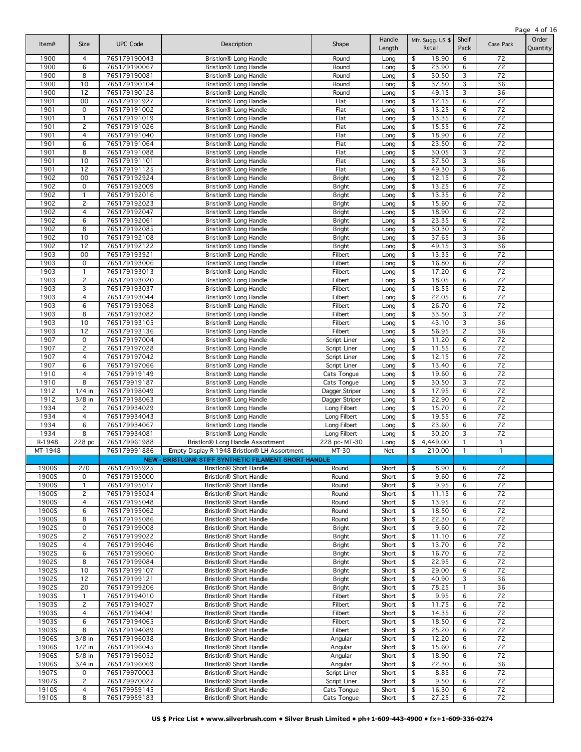| Item# | Size | UPC Code | Description | Shape | Handle Length | Mfr. Sugg. US $ Retail | Shelf Pack | Case Pack | Order Quantity |
|---|---|---|---|---|---|---|---|---|---|
| 1900 | 4 | 765179190043 | Bristlon® Long Handle | Round | Long | $ 18.90 | 6 | 72 | |
| 1900 | 6 | 765179190067 | Bristlon® Long Handle | Round | Long | $ 23.90 | 6 | 72 | |
| 1900 | 8 | 765179190081 | Bristlon® Long Handle | Round | Long | $ 30.50 | 3 | 72 | |
| 1900 | 10 | 765179190104 | Bristlon® Long Handle | Round | Long | $ 37.50 | 3 | 36 | |
| 1900 | 12 | 765179190128 | Bristlon® Long Handle | Round | Long | $ 49.15 | 3 | 36 | |
| 1901 | 00 | 765179191927 | Bristlon® Long Handle | Flat | Long | $ 12.15 | 6 | 72 | |
| 1901 | 0 | 765179191002 | Bristlon® Long Handle | Flat | Long | $ 13.25 | 6 | 72 | |
| 1901 | 1 | 765179191019 | Bristlon® Long Handle | Flat | Long | $ 13.35 | 6 | 72 | |
| 1901 | 2 | 765179191026 | Bristlon® Long Handle | Flat | Long | $ 15.55 | 6 | 72 | |
| 1901 | 4 | 765179191040 | Bristlon® Long Handle | Flat | Long | $ 18.90 | 6 | 72 | |
| 1901 | 6 | 765179191064 | Bristlon® Long Handle | Flat | Long | $ 23.50 | 6 | 72 | |
| 1901 | 8 | 765179191088 | Bristlon® Long Handle | Flat | Long | $ 30.05 | 3 | 72 | |
| 1901 | 10 | 765179191101 | Bristlon® Long Handle | Flat | Long | $ 37.50 | 3 | 36 | |
| 1901 | 12 | 765179191125 | Bristlon® Long Handle | Flat | Long | $ 49.30 | 3 | 36 | |
| 1902 | 00 | 765179192924 | Bristlon® Long Handle | Bright | Long | $ 12.15 | 6 | 72 | |
| 1902 | 0 | 765179192009 | Bristlon® Long Handle | Bright | Long | $ 13.25 | 6 | 72 | |
| 1902 | 1 | 765179192016 | Bristlon® Long Handle | Bright | Long | $ 13.35 | 6 | 72 | |
| 1902 | 2 | 765179192023 | Bristlon® Long Handle | Bright | Long | $ 15.60 | 6 | 72 | |
| 1902 | 4 | 765179192047 | Bristlon® Long Handle | Bright | Long | $ 18.90 | 6 | 72 | |
| 1902 | 6 | 765179192061 | Bristlon® Long Handle | Bright | Long | $ 23.35 | 6 | 72 | |
| 1902 | 8 | 765179192085 | Bristlon® Long Handle | Bright | Long | $ 30.30 | 3 | 72 | |
| 1902 | 10 | 765179192108 | Bristlon® Long Handle | Bright | Long | $ 37.65 | 3 | 36 | |
| 1902 | 12 | 765179192122 | Bristlon® Long Handle | Bright | Long | $ 49.15 | 3 | 36 | |
| 1903 | 00 | 765179193921 | Bristlon® Long Handle | Filbert | Long | $ 13.35 | 6 | 72 | |
| 1903 | 0 | 765179193006 | Bristlon® Long Handle | Filbert | Long | $ 16.80 | 6 | 72 | |
| 1903 | 1 | 765179193013 | Bristlon® Long Handle | Filbert | Long | $ 17.20 | 6 | 72 | |
| 1903 | 2 | 765179193020 | Bristlon® Long Handle | Filbert | Long | $ 18.05 | 6 | 72 | |
| 1903 | 3 | 765179193037 | Bristlon® Long Handle | Filbert | Long | $ 18.55 | 6 | 72 | |
| 1903 | 4 | 765179193044 | Bristlon® Long Handle | Filbert | Long | $ 22.05 | 6 | 72 | |
| 1903 | 6 | 765179193068 | Bristlon® Long Handle | Filbert | Long | $ 26.70 | 6 | 72 | |
| 1903 | 8 | 765179193082 | Bristlon® Long Handle | Filbert | Long | $ 33.50 | 3 | 72 | |
| 1903 | 10 | 765179193105 | Bristlon® Long Handle | Filbert | Long | $ 43.10 | 3 | 36 | |
| 1903 | 12 | 765179193136 | Bristlon® Long Handle | Filbert | Long | $ 56.95 | 2 | 36 | |
| 1907 | 0 | 765179197004 | Bristlon® Long Handle | Script Liner | Long | $ 11.20 | 6 | 72 | |
| 1907 | 2 | 765179197028 | Bristlon® Long Handle | Script Liner | Long | $ 11.55 | 6 | 72 | |
| 1907 | 4 | 765179197042 | Bristlon® Long Handle | Script Liner | Long | $ 12.15 | 6 | 72 | |
| 1907 | 6 | 765179197066 | Bristlon® Long Handle | Script Liner | Long | $ 13.40 | 6 | 72 | |
| 1910 | 4 | 765179919149 | Bristlon® Long Handle | Cats Tongue | Long | $ 19.60 | 6 | 72 | |
| 1910 | 8 | 765179919187 | Bristlon® Long Handle | Cats Tongue | Long | $ 30.50 | 3 | 72 | |
| 1912 | 1/4 in | 765179198049 | Bristlon® Long Handle | Dagger Striper | Long | $ 17.95 | 6 | 72 | |
| 1912 | 3/8 in | 765179198063 | Bristlon® Long Handle | Dagger Striper | Long | $ 22.90 | 6 | 72 | |
| 1934 | 2 | 765179934029 | Bristlon® Long Handle | Long Filbert | Long | $ 15.70 | 6 | 72 | |
| 1934 | 4 | 765179934043 | Bristlon® Long Handle | Long Filbert | Long | $ 19.55 | 6 | 72 | |
| 1934 | 6 | 765179934067 | Bristlon® Long Handle | Long Filbert | Long | $ 23.60 | 6 | 72 | |
| 1934 | 8 | 765179934081 | Bristlon® Long Handle | Long Filbert | Long | $ 30.20 | 3 | 72 | |
| R-1948 | 228 pc | 765179961988 | Bristlon® Long Handle Assortment | 228 pc- MT-30 | Long | $ 4,449.00 | 1 | 1 | |
| MT-1948 | | 765179991886 | Empty Display R-1948 Bristlon® LH Assortment | MT-30 | Net | $ 210.00 | 1 | 1 | |
| | | | **NEW - BRISTLON® STIFF SYNTHETIC FILAMENT SHORT HANDLE** | | | | | | |
| 1900S | 2/0 | 765179195925 | Bristlon® Short Handle | Round | Short | $ 8.90 | 6 | 72 | |
| 1900S | 0 | 765179195000 | Bristlon® Short Handle | Round | Short | $ 9.60 | 6 | 72 | |
| 1900S | 1 | 765179195017 | Bristlon® Short Handle | Round | Short | $ 9.95 | 6 | 72 | |
| 1900S | 2 | 765179195024 | Bristlon® Short Handle | Round | Short | $ 11.15 | 6 | 72 | |
| 1900S | 4 | 765179195048 | Bristlon® Short Handle | Round | Short | $ 13.95 | 6 | 72 | |
| 1900S | 6 | 765179195062 | Bristlon® Short Handle | Round | Short | $ 18.50 | 6 | 72 | |
| 1900S | 8 | 765179195086 | Bristlon® Short Handle | Round | Short | $ 22.30 | 6 | 72 | |
| 1902S | 0 | 765179199008 | Bristlon® Short Handle | Bright | Short | $ 9.60 | 6 | 72 | |
| 1902S | 2 | 765179199022 | Bristlon® Short Handle | Bright | Short | $ 11.10 | 6 | 72 | |
| 1902S | 4 | 765179199046 | Bristlon® Short Handle | Bright | Short | $ 13.70 | 6 | 72 | |
| 1902S | 6 | 765179199060 | Bristlon® Short Handle | Bright | Short | $ 16.70 | 6 | 72 | |
| 1902S | 8 | 765179199084 | Bristlon® Short Handle | Bright | Short | $ 22.95 | 6 | 72 | |
| 1902S | 10 | 765179199107 | Bristlon® Short Handle | Bright | Short | $ 29.00 | 6 | 72 | |
| 1902S | 12 | 765179199121 | Bristlon® Short Handle | Bright | Short | $ 40.90 | 3 | 36 | |
| 1902S | 20 | 765179199206 | Bristlon® Short Handle | Bright | Short | $ 78.25 | 1 | 36 | |
| 1903S | 1 | 765179194010 | Bristlon® Short Handle | Filbert | Short | $ 9.95 | 6 | 72 | |
| 1903S | 2 | 765179194027 | Bristlon® Short Handle | Filbert | Short | $ 11.75 | 6 | 72 | |
| 1903S | 4 | 765179194041 | Bristlon® Short Handle | Filbert | Short | $ 14.35 | 6 | 72 | |
| 1903S | 6 | 765179194065 | Bristlon® Short Handle | Filbert | Short | $ 18.50 | 6 | 72 | |
| 1903S | 8 | 765179194089 | Bristlon® Short Handle | Filbert | Short | $ 25.20 | 6 | 72 | |
| 1906S | 3/8 in | 765179196038 | Bristlon® Short Handle | Angular | Short | $ 12.20 | 6 | 72 | |
| 1906S | 1/2 in | 765179196045 | Bristlon® Short Handle | Angular | Short | $ 15.60 | 6 | 72 | |
| 1906S | 5/8 in | 765179196052 | Bristlon® Short Handle | Angular | Short | $ 18.90 | 6 | 72 | |
| 1906S | 3/4 in | 765179196069 | Bristlon® Short Handle | Angular | Short | $ 22.30 | 6 | 36 | |
| 1907S | 0 | 765179970003 | Bristlon® Short Handle | Script Liner | Short | $ 8.85 | 6 | 72 | |
| 1907S | 2 | 765179970027 | Bristlon® Short Handle | Script Liner | Short | $ 9.50 | 6 | 72 | |
| 1910S | 4 | 765179959145 | Bristlon® Short Handle | Cats Tongue | Short | $ 16.30 | 6 | 72 | |
| 1910S | 8 | 765179959183 | Bristlon® Short Handle | Cats Tongue | Short | $ 27.25 | 6 | 72 | |

**US $ Price List • www.silverbrush.com • Silver Brush Limited • ph+1-609-443-4900 • fx+1-609-336-0274**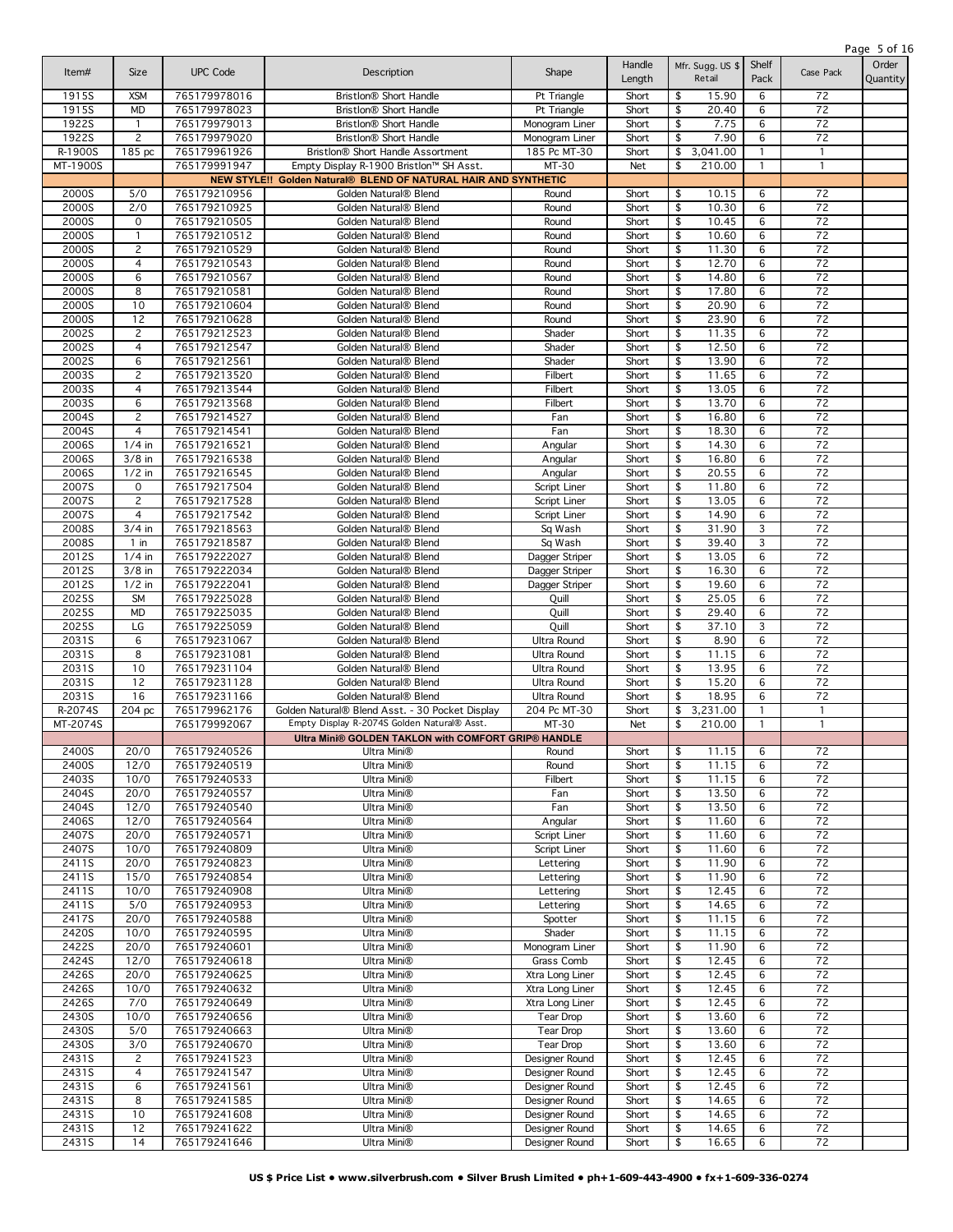| Item# | Size | UPC Code | Description | Shape | Handle Length | Mfr. Sugg. US $ Retail | Shelf Pack | Case Pack | Order Quantity |
|---|---|---|---|---|---|---|---|---|---|
| 1915S | XSM | 765179978016 | Bristlon® Short Handle | Pt Triangle | Short | $ 15.90 | 6 | 72 | |
| 1915S | MD | 765179978023 | Bristlon® Short Handle | Pt Triangle | Short | $ 20.40 | 6 | 72 | |
| 1922S | 1 | 765179979013 | Bristlon® Short Handle | Monogram Liner | Short | $ 7.75 | 6 | 72 | |
| 1922S | 2 | 765179979020 | Bristlon® Short Handle | Monogram Liner | Short | $ 7.90 | 6 | 72 | |
| R-1900S | 185 pc | 765179961926 | Bristlon® Short Handle Assortment | 185 Pc MT-30 | Short | $ 3,041.00 | 1 | 1 | |
| MT-1900S | | 765179991947 | Empty Display R-1900 Bristlon™ SH Asst. | MT-30 | Net | $ 210.00 | 1 | 1 | |
| | | | **NEW STYLE!! Golden Natural® BLEND OF NATURAL HAIR AND SYNTHETIC** | | | | | | |
| 2000S | 5/0 | 765179210956 | Golden Natural® Blend | Round | Short | $ 10.15 | 6 | 72 | |
| 2000S | 2/0 | 765179210925 | Golden Natural® Blend | Round | Short | $ 10.30 | 6 | 72 | |
| 2000S | 0 | 765179210505 | Golden Natural® Blend | Round | Short | $ 10.45 | 6 | 72 | |
| 2000S | 1 | 765179210512 | Golden Natural® Blend | Round | Short | $ 10.60 | 6 | 72 | |
| 2000S | 2 | 765179210529 | Golden Natural® Blend | Round | Short | $ 11.30 | 6 | 72 | |
| 2000S | 4 | 765179210543 | Golden Natural® Blend | Round | Short | $ 12.70 | 6 | 72 | |
| 2000S | 6 | 765179210567 | Golden Natural® Blend | Round | Short | $ 14.80 | 6 | 72 | |
| 2000S | 8 | 765179210581 | Golden Natural® Blend | Round | Short | $ 17.80 | 6 | 72 | |
| 2000S | 10 | 765179210604 | Golden Natural® Blend | Round | Short | $ 20.90 | 6 | 72 | |
| 2000S | 12 | 765179210628 | Golden Natural® Blend | Round | Short | $ 23.90 | 6 | 72 | |
| 2002S | 2 | 765179212523 | Golden Natural® Blend | Shader | Short | $ 11.35 | 6 | 72 | |
| 2002S | 4 | 765179212547 | Golden Natural® Blend | Shader | Short | $ 12.50 | 6 | 72 | |
| 2002S | 6 | 765179212561 | Golden Natural® Blend | Shader | Short | $ 13.90 | 6 | 72 | |
| 2003S | 2 | 765179213520 | Golden Natural® Blend | Filbert | Short | $ 11.65 | 6 | 72 | |
| 2003S | 4 | 765179213544 | Golden Natural® Blend | Filbert | Short | $ 13.05 | 6 | 72 | |
| 2003S | 6 | 765179213568 | Golden Natural® Blend | Filbert | Short | $ 13.70 | 6 | 72 | |
| 2004S | 2 | 765179214527 | Golden Natural® Blend | Fan | Short | $ 16.80 | 6 | 72 | |
| 2004S | 4 | 765179214541 | Golden Natural® Blend | Fan | Short | $ 18.30 | 6 | 72 | |
| 2006S | 1/4 in | 765179216521 | Golden Natural® Blend | Angular | Short | $ 14.30 | 6 | 72 | |
| 2006S | 3/8 in | 765179216538 | Golden Natural® Blend | Angular | Short | $ 16.80 | 6 | 72 | |
| 2006S | 1/2 in | 765179216545 | Golden Natural® Blend | Angular | Short | $ 20.55 | 6 | 72 | |
| 2007S | 0 | 765179217504 | Golden Natural® Blend | Script Liner | Short | $ 11.80 | 6 | 72 | |
| 2007S | 2 | 765179217528 | Golden Natural® Blend | Script Liner | Short | $ 13.05 | 6 | 72 | |
| 2007S | 4 | 765179217542 | Golden Natural® Blend | Script Liner | Short | $ 14.90 | 6 | 72 | |
| 2008S | 3/4 in | 765179218563 | Golden Natural® Blend | Sq Wash | Short | $ 31.90 | 3 | 72 | |
| 2008S | 1 in | 765179218587 | Golden Natural® Blend | Sq Wash | Short | $ 39.40 | 3 | 72 | |
| 2012S | 1/4 in | 765179222027 | Golden Natural® Blend | Dagger Striper | Short | $ 13.05 | 6 | 72 | |
| 2012S | 3/8 in | 765179222034 | Golden Natural® Blend | Dagger Striper | Short | $ 16.30 | 6 | 72 | |
| 2012S | 1/2 in | 765179222041 | Golden Natural® Blend | Dagger Striper | Short | $ 19.60 | 6 | 72 | |
| 2025S | SM | 765179225028 | Golden Natural® Blend | Quill | Short | $ 25.05 | 6 | 72 | |
| 2025S | MD | 765179225035 | Golden Natural® Blend | Quill | Short | $ 29.40 | 6 | 72 | |
| 2025S | LG | 765179225059 | Golden Natural® Blend | Quill | Short | $ 37.10 | 3 | 72 | |
| 2031S | 6 | 765179231067 | Golden Natural® Blend | Ultra Round | Short | $ 8.90 | 6 | 72 | |
| 2031S | 8 | 765179231081 | Golden Natural® Blend | Ultra Round | Short | $ 11.15 | 6 | 72 | |
| 2031S | 10 | 765179231104 | Golden Natural® Blend | Ultra Round | Short | $ 13.95 | 6 | 72 | |
| 2031S | 12 | 765179231128 | Golden Natural® Blend | Ultra Round | Short | $ 15.20 | 6 | 72 | |
| 2031S | 16 | 765179231166 | Golden Natural® Blend | Ultra Round | Short | $ 18.95 | 6 | 72 | |
| R-2074S | 204 pc | 765179962176 | Golden Natural® Blend Asst. - 30 Pocket Display | 204 Pc MT-30 | Short | $ 3,231.00 | 1 | 1 | |
| MT-2074S | | 765179992067 | Empty Display R-2074S Golden Natural® Asst. | MT-30 | Net | $ 210.00 | 1 | 1 | |
| | | | **Ultra Mini® GOLDEN TAKLON with COMFORT GRIP® HANDLE** | | | | | | |
| 2400S | 20/0 | 765179240526 | Ultra Mini® | Round | Short | $ 11.15 | 6 | 72 | |
| 2400S | 12/0 | 765179240519 | Ultra Mini® | Round | Short | $ 11.15 | 6 | 72 | |
| 2403S | 10/0 | 765179240533 | Ultra Mini® | Filbert | Short | $ 11.15 | 6 | 72 | |
| 2404S | 20/0 | 765179240557 | Ultra Mini® | Fan | Short | $ 13.50 | 6 | 72 | |
| 2404S | 12/0 | 765179240540 | Ultra Mini® | Fan | Short | $ 13.50 | 6 | 72 | |
| 2406S | 12/0 | 765179240564 | Ultra Mini® | Angular | Short | $ 11.60 | 6 | 72 | |
| 2407S | 20/0 | 765179240571 | Ultra Mini® | Script Liner | Short | $ 11.60 | 6 | 72 | |
| 2407S | 10/0 | 765179240809 | Ultra Mini® | Script Liner | Short | $ 11.60 | 6 | 72 | |
| 2411S | 20/0 | 765179240823 | Ultra Mini® | Lettering | Short | $ 11.90 | 6 | 72 | |
| 2411S | 15/0 | 765179240854 | Ultra Mini® | Lettering | Short | $ 11.90 | 6 | 72 | |
| 2411S | 10/0 | 765179240908 | Ultra Mini® | Lettering | Short | $ 12.45 | 6 | 72 | |
| 2411S | 5/0 | 765179240953 | Ultra Mini® | Lettering | Short | $ 14.65 | 6 | 72 | |
| 2417S | 20/0 | 765179240588 | Ultra Mini® | Spotter | Short | $ 11.15 | 6 | 72 | |
| 2420S | 10/0 | 765179240595 | Ultra Mini® | Shader | Short | $ 11.15 | 6 | 72 | |
| 2422S | 20/0 | 765179240601 | Ultra Mini® | Monogram Liner | Short | $ 11.90 | 6 | 72 | |
| 2424S | 12/0 | 765179240618 | Ultra Mini® | Grass Comb | Short | $ 12.45 | 6 | 72 | |
| 2426S | 20/0 | 765179240625 | Ultra Mini® | Xtra Long Liner | Short | $ 12.45 | 6 | 72 | |
| 2426S | 10/0 | 765179240632 | Ultra Mini® | Xtra Long Liner | Short | $ 12.45 | 6 | 72 | |
| 2426S | 7/0 | 765179240649 | Ultra Mini® | Xtra Long Liner | Short | $ 12.45 | 6 | 72 | |
| 2430S | 10/0 | 765179240656 | Ultra Mini® | Tear Drop | Short | $ 13.60 | 6 | 72 | |
| 2430S | 5/0 | 765179240663 | Ultra Mini® | Tear Drop | Short | $ 13.60 | 6 | 72 | |
| 2430S | 3/0 | 765179240670 | Ultra Mini® | Tear Drop | Short | $ 13.60 | 6 | 72 | |
| 2431S | 2 | 765179241523 | Ultra Mini® | Designer Round | Short | $ 12.45 | 6 | 72 | |
| 2431S | 4 | 765179241547 | Ultra Mini® | Designer Round | Short | $ 12.45 | 6 | 72 | |
| 2431S | 6 | 765179241561 | Ultra Mini® | Designer Round | Short | $ 12.45 | 6 | 72 | |
| 2431S | 8 | 765179241585 | Ultra Mini® | Designer Round | Short | $ 14.65 | 6 | 72 | |
| 2431S | 10 | 765179241608 | Ultra Mini® | Designer Round | Short | $ 14.65 | 6 | 72 | |
| 2431S | 12 | 765179241622 | Ultra Mini® | Designer Round | Short | $ 14.65 | 6 | 72 | |
| 2431S | 14 | 765179241646 | Ultra Mini® | Designer Round | Short | $ 16.65 | 6 | 72 | |

**US $ Price List • www.silverbrush.com • Silver Brush Limited • ph+1-609-443-4900 • fx+1-609-336-0274**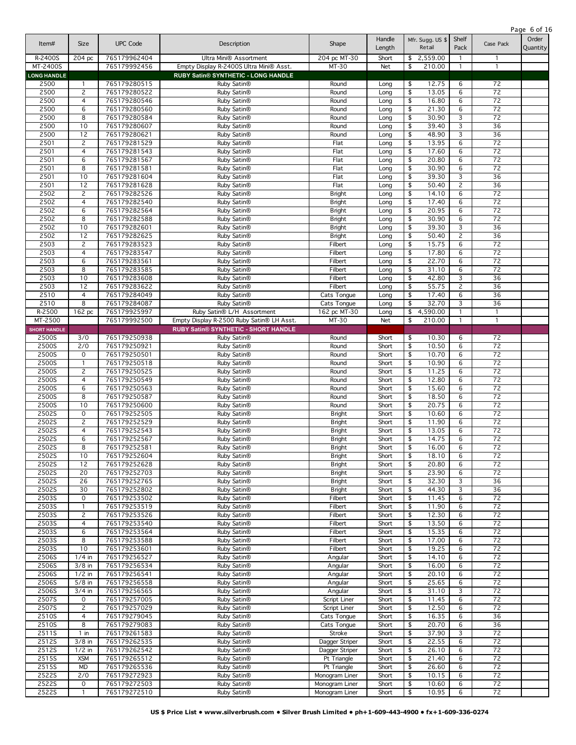| Item# | Size | UPC Code | Description | Shape | Handle Length | Mfr. Sugg. US $ Retail | Shelf Pack | Case Pack | Order Quantity |
|---|---|---|---|---|---|---|---|---|---|
| R-2400S | 204 pc | 765179962404 | Ultra Mini® Assortment | 204 pc MT-30 | Short | $ 2,559.00 | 1 | 1 | |
| MT-2400S | | 765179992456 | Empty Display R-2400S Ultra Mini® Asst. | MT-30 | Net | $ 210.00 | 1 | 1 | |
| **LONG HANDLE** | | | **RUBY Satin® SYNTHETIC - LONG HANDLE** | | | | | | |
| 2500 | 1 | 765179280515 | Ruby Satin® | Round | Long | $ 12.75 | 6 | 72 | |
| 2500 | 2 | 765179280522 | Ruby Satin® | Round | Long | $ 13.05 | 6 | 72 | |
| 2500 | 4 | 765179280546 | Ruby Satin® | Round | Long | $ 16.80 | 6 | 72 | |
| 2500 | 6 | 765179280560 | Ruby Satin® | Round | Long | $ 21.30 | 6 | 72 | |
| 2500 | 8 | 765179280584 | Ruby Satin® | Round | Long | $ 30.90 | 3 | 72 | |
| 2500 | 10 | 765179280607 | Ruby Satin® | Round | Long | $ 39.40 | 3 | 36 | |
| 2500 | 12 | 765179280621 | Ruby Satin® | Round | Long | $ 48.90 | 3 | 36 | |
| 2501 | 2 | 765179281529 | Ruby Satin® | Flat | Long | $ 13.95 | 6 | 72 | |
| 2501 | 4 | 765179281543 | Ruby Satin® | Flat | Long | $ 17.60 | 6 | 72 | |
| 2501 | 6 | 765179281567 | Ruby Satin® | Flat | Long | $ 20.80 | 6 | 72 | |
| 2501 | 8 | 765179281581 | Ruby Satin® | Flat | Long | $ 30.90 | 6 | 72 | |
| 2501 | 10 | 765179281604 | Ruby Satin® | Flat | Long | $ 39.30 | 3 | 36 | |
| 2501 | 12 | 765179281628 | Ruby Satin® | Flat | Long | $ 50.40 | 2 | 36 | |
| 2502 | 2 | 765179282526 | Ruby Satin® | Bright | Long | $ 14.10 | 6 | 72 | |
| 2502 | 4 | 765179282540 | Ruby Satin® | Bright | Long | $ 17.40 | 6 | 72 | |
| 2502 | 6 | 765179282564 | Ruby Satin® | Bright | Long | $ 20.95 | 6 | 72 | |
| 2502 | 8 | 765179282588 | Ruby Satin® | Bright | Long | $ 30.90 | 6 | 72 | |
| 2502 | 10 | 765179282601 | Ruby Satin® | Bright | Long | $ 39.30 | 3 | 36 | |
| 2502 | 12 | 765179282625 | Ruby Satin® | Bright | Long | $ 50.40 | 2 | 36 | |
| 2503 | 2 | 765179283523 | Ruby Satin® | Filbert | Long | $ 15.75 | 6 | 72 | |
| 2503 | 4 | 765179283547 | Ruby Satin® | Filbert | Long | $ 17.80 | 6 | 72 | |
| 2503 | 6 | 765179283561 | Ruby Satin® | Filbert | Long | $ 22.70 | 6 | 72 | |
| 2503 | 8 | 765179283585 | Ruby Satin® | Filbert | Long | $ 31.10 | 6 | 72 | |
| 2503 | 10 | 765179283608 | Ruby Satin® | Filbert | Long | $ 42.80 | 3 | 36 | |
| 2503 | 12 | 765179283622 | Ruby Satin® | Filbert | Long | $ 55.75 | 2 | 36 | |
| 2510 | 4 | 765179284049 | Ruby Satin® | Cats Tongue | Long | $ 17.40 | 6 | 36 | |
| 2510 | 8 | 765179284087 | Ruby Satin® | Cats Tongue | Long | $ 32.70 | 3 | 36 | |
| R-2500 | 162 pc | 765179925997 | Ruby Satin® L/H Assortment | 162 pc MT-30 | Long | $ 4,590.00 | 1 | 1 | |
| MT-2500 | | 765179992500 | Empty Display R-2500 Ruby Satin® LH Asst. | MT-30 | Net | $ 210.00 | 1 | 1 | |
| **SHORT HANDLE** | | | **RUBY Satin® SYNTHETIC - SHORT HANDLE** | | | | | | |
| 2500S | 3/0 | 765179250938 | Ruby Satin® | Round | Short | $ 10.30 | 6 | 72 | |
| 2500S | 2/0 | 765179250921 | Ruby Satin® | Round | Short | $ 10.50 | 6 | 72 | |
| 2500S | 0 | 765179250501 | Ruby Satin® | Round | Short | $ 10.70 | 6 | 72 | |
| 2500S | 1 | 765179250518 | Ruby Satin® | Round | Short | $ 10.90 | 6 | 72 | |
| 2500S | 2 | 765179250525 | Ruby Satin® | Round | Short | $ 11.25 | 6 | 72 | |
| 2500S | 4 | 765179250549 | Ruby Satin® | Round | Short | $ 12.80 | 6 | 72 | |
| 2500S | 6 | 765179250563 | Ruby Satin® | Round | Short | $ 15.60 | 6 | 72 | |
| 2500S | 8 | 765179250587 | Ruby Satin® | Round | Short | $ 18.50 | 6 | 72 | |
| 2500S | 10 | 765179250600 | Ruby Satin® | Round | Short | $ 20.75 | 6 | 72 | |
| 2502S | 0 | 765179252505 | Ruby Satin® | Bright | Short | $ 10.60 | 6 | 72 | |
| 2502S | 2 | 765179252529 | Ruby Satin® | Bright | Short | $ 11.90 | 6 | 72 | |
| 2502S | 4 | 765179252543 | Ruby Satin® | Bright | Short | $ 13.05 | 6 | 72 | |
| 2502S | 6 | 765179252567 | Ruby Satin® | Bright | Short | $ 14.75 | 6 | 72 | |
| 2502S | 8 | 765179252581 | Ruby Satin® | Bright | Short | $ 16.00 | 6 | 72 | |
| 2502S | 10 | 765179252604 | Ruby Satin® | Bright | Short | $ 18.10 | 6 | 72 | |
| 2502S | 12 | 765179252628 | Ruby Satin® | Bright | Short | $ 20.80 | 6 | 72 | |
| 2502S | 20 | 765179252703 | Ruby Satin® | Bright | Short | $ 23.90 | 6 | 72 | |
| 2502S | 26 | 765179252765 | Ruby Satin® | Bright | Short | $ 32.30 | 3 | 36 | |
| 2502S | 30 | 765179252802 | Ruby Satin® | Bright | Short | $ 44.30 | 3 | 36 | |
| 2503S | 0 | 765179253502 | Ruby Satin® | Filbert | Short | $ 11.45 | 6 | 72 | |
| 2503S | 1 | 765179253519 | Ruby Satin® | Filbert | Short | $ 11.90 | 6 | 72 | |
| 2503S | 2 | 765179253526 | Ruby Satin® | Filbert | Short | $ 12.30 | 6 | 72 | |
| 2503S | 4 | 765179253540 | Ruby Satin® | Filbert | Short | $ 13.50 | 6 | 72 | |
| 2503S | 6 | 765179253564 | Ruby Satin® | Filbert | Short | $ 15.35 | 6 | 72 | |
| 2503S | 8 | 765179253588 | Ruby Satin® | Filbert | Short | $ 17.00 | 6 | 72 | |
| 2503S | 10 | 765179253601 | Ruby Satin® | Filbert | Short | $ 19.25 | 6 | 72 | |
| 2506S | 1/4 in | 765179256527 | Ruby Satin® | Angular | Short | $ 14.10 | 6 | 72 | |
| 2506S | 3/8 in | 765179256534 | Ruby Satin® | Angular | Short | $ 16.00 | 6 | 72 | |
| 2506S | 1/2 in | 765179256541 | Ruby Satin® | Angular | Short | $ 20.10 | 6 | 72 | |
| 2506S | 5/8 in | 765179256558 | Ruby Satin® | Angular | Short | $ 25.65 | 6 | 72 | |
| 2506S | 3/4 in | 765179256565 | Ruby Satin® | Angular | Short | $ 31.10 | 3 | 72 | |
| 2507S | 0 | 765179257005 | Ruby Satin® | Script Liner | Short | $ 11.45 | 6 | 72 | |
| 2507S | 2 | 765179257029 | Ruby Satin® | Script Liner | Short | $ 12.50 | 6 | 72 | |
| 2510S | 4 | 765179279045 | Ruby Satin® | Cats Tongue | Short | $ 16.35 | 6 | 36 | |
| 2510S | 8 | 765179279083 | Ruby Satin® | Cats Tongue | Short | $ 20.70 | 6 | 36 | |
| 2511S | 1 in | 765179261583 | Ruby Satin® | Stroke | Short | $ 37.90 | 3 | 72 | |
| 2512S | 3/8 in | 765179262535 | Ruby Satin® | Dagger Striper | Short | $ 22.55 | 6 | 72 | |
| 2512S | 1/2 in | 765179262542 | Ruby Satin® | Dagger Striper | Short | $ 26.10 | 6 | 72 | |
| 2515S | XSM | 765179265512 | Ruby Satin® | Pt Triangle | Short | $ 21.40 | 6 | 72 | |
| 2515S | MD | 765179265536 | Ruby Satin® | Pt Triangle | Short | $ 26.60 | 6 | 72 | |
| 2522S | 2/0 | 765179272923 | Ruby Satin® | Monogram Liner | Short | $ 10.15 | 6 | 72 | |
| 2522S | 0 | 765179272503 | Ruby Satin® | Monogram Liner | Short | $ 10.60 | 6 | 72 | |
| 2522S | 1 | 765179272510 | Ruby Satin® | Monogram Liner | Short | $ 10.95 | 6 | 72 | |

**US $ Price List • www.silverbrush.com • Silver Brush Limited • ph+1-609-443-4900 • fx+1-609-336-0274**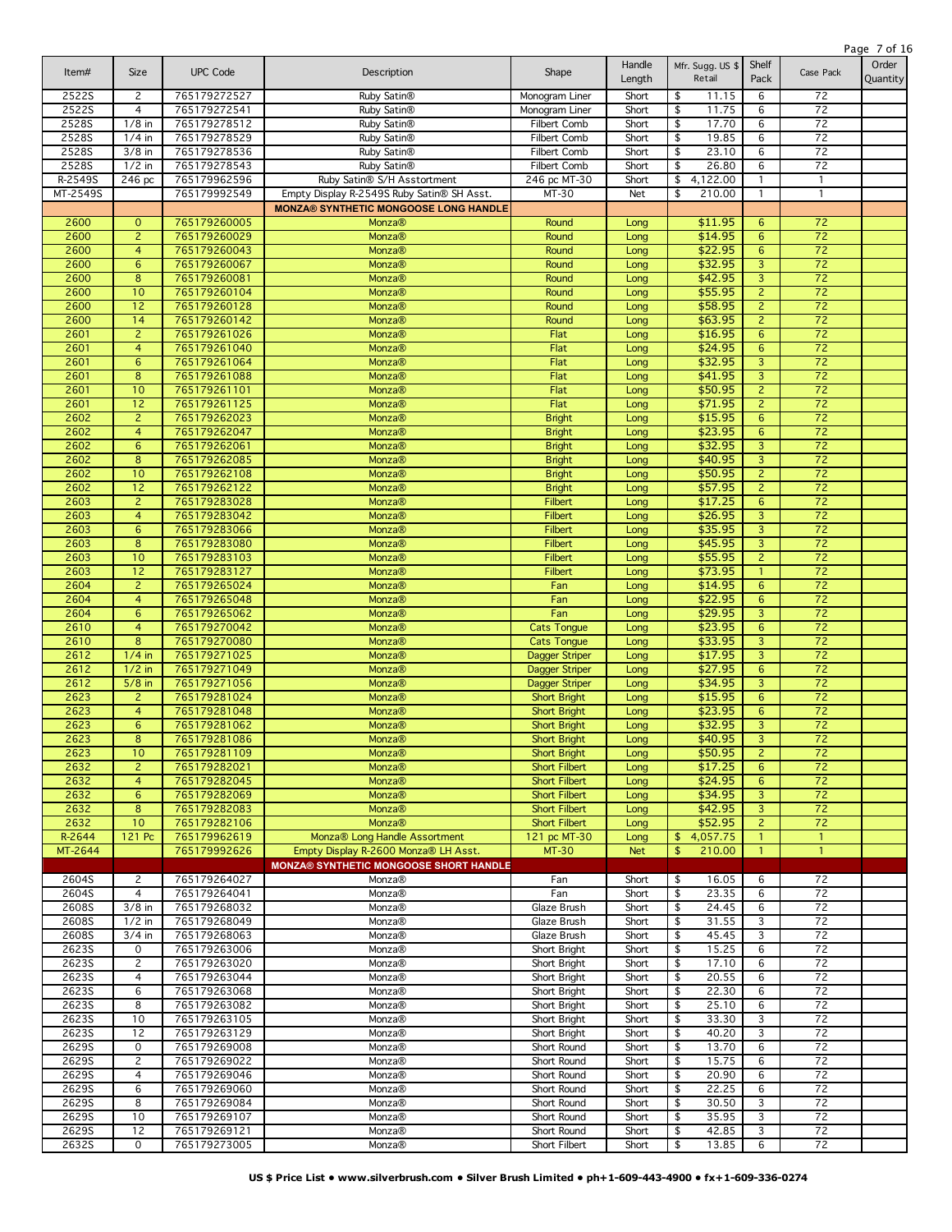| Item# | Size | UPC Code | Description | Shape | Handle Length | Mfr. Sugg. US $ Retail | Shelf Pack | Case Pack | Order Quantity |
|---|---|---|---|---|---|---|---|---|---|
| 2522S | 2 | 765179272527 | Ruby Satin® | Monogram Liner | Short | $ 11.15 | 6 | 72 | |
| 2522S | 4 | 765179272541 | Ruby Satin® | Monogram Liner | Short | $ 11.75 | 6 | 72 | |
| 2528S | 1/8 in | 765179278512 | Ruby Satin® | Filbert Comb | Short | $ 17.70 | 6 | 72 | |
| 2528S | 1/4 in | 765179278529 | Ruby Satin® | Filbert Comb | Short | $ 19.85 | 6 | 72 | |
| 2528S | 3/8 in | 765179278536 | Ruby Satin® | Filbert Comb | Short | $ 23.10 | 6 | 72 | |
| 2528S | 1/2 in | 765179278543 | Ruby Satin® | Filbert Comb | Short | $ 26.80 | 6 | 72 | |
| R-2549S | 246 pc | 765179962596 | Ruby Satin® S/H Asstortment | 246 pc MT-30 | Short | $ 4,122.00 | 1 | 1 | |
| MT-2549S | | 765179992549 | Empty Display R-2549S Ruby Satin® SH Asst. | MT-30 | Net | $ 210.00 | 1 | 1 | |
| | | | **MONZA® SYNTHETIC MONGOOSE LONG HANDLE** | | | | | | |
| 2600 | 0 | 765179260005 | Monza® | Round | Long | $11.95 | 6 | 72 | |
| 2600 | 2 | 765179260029 | Monza® | Round | Long | $14.95 | 6 | 72 | |
| 2600 | 4 | 765179260043 | Monza® | Round | Long | $22.95 | 6 | 72 | |
| 2600 | 6 | 765179260067 | Monza® | Round | Long | $32.95 | 3 | 72 | |
| 2600 | 8 | 765179260081 | Monza® | Round | Long | $42.95 | 3 | 72 | |
| 2600 | 10 | 765179260104 | Monza® | Round | Long | $55.95 | 2 | 72 | |
| 2600 | 12 | 765179260128 | Monza® | Round | Long | $58.95 | 2 | 72 | |
| 2600 | 14 | 765179260142 | Monza® | Round | Long | $63.95 | 2 | 72 | |
| 2601 | 2 | 765179261026 | Monza® | Flat | Long | $16.95 | 6 | 72 | |
| 2601 | 4 | 765179261040 | Monza® | Flat | Long | $24.95 | 6 | 72 | |
| 2601 | 6 | 765179261064 | Monza® | Flat | Long | $32.95 | 3 | 72 | |
| 2601 | 8 | 765179261088 | Monza® | Flat | Long | $41.95 | 3 | 72 | |
| 2601 | 10 | 765179261101 | Monza® | Flat | Long | $50.95 | 2 | 72 | |
| 2601 | 12 | 765179261125 | Monza® | Flat | Long | $71.95 | 2 | 72 | |
| 2602 | 2 | 765179262023 | Monza® | Bright | Long | $15.95 | 6 | 72 | |
| 2602 | 4 | 765179262047 | Monza® | Bright | Long | $23.95 | 6 | 72 | |
| 2602 | 6 | 765179262061 | Monza® | Bright | Long | $32.95 | 3 | 72 | |
| 2602 | 8 | 765179262085 | Monza® | Bright | Long | $40.95 | 3 | 72 | |
| 2602 | 10 | 765179262108 | Monza® | Bright | Long | $50.95 | 2 | 72 | |
| 2602 | 12 | 765179262122 | Monza® | Bright | Long | $57.95 | 2 | 72 | |
| 2603 | 2 | 765179283028 | Monza® | Filbert | Long | $17.25 | 6 | 72 | |
| 2603 | 4 | 765179283042 | Monza® | Filbert | Long | $26.95 | 3 | 72 | |
| 2603 | 6 | 765179283066 | Monza® | Filbert | Long | $35.95 | 3 | 72 | |
| 2603 | 8 | 765179283080 | Monza® | Filbert | Long | $45.95 | 3 | 72 | |
| 2603 | 10 | 765179283103 | Monza® | Filbert | Long | $55.95 | 2 | 72 | |
| 2603 | 12 | 765179283127 | Monza® | Filbert | Long | $73.95 | 1 | 72 | |
| 2604 | 2 | 765179265024 | Monza® | Fan | Long | $14.95 | 6 | 72 | |
| 2604 | 4 | 765179265048 | Monza® | Fan | Long | $22.95 | 6 | 72 | |
| 2604 | 6 | 765179265062 | Monza® | Fan | Long | $29.95 | 3 | 72 | |
| 2610 | 4 | 765179270042 | Monza® | Cats Tongue | Long | $23.95 | 6 | 72 | |
| 2610 | 8 | 765179270080 | Monza® | Cats Tongue | Long | $33.95 | 3 | 72 | |
| 2612 | 1/4 in | 765179271025 | Monza® | Dagger Striper | Long | $17.95 | 3 | 72 | |
| 2612 | 1/2 in | 765179271049 | Monza® | Dagger Striper | Long | $27.95 | 6 | 72 | |
| 2612 | 5/8 in | 765179271056 | Monza® | Dagger Striper | Long | $34.95 | 3 | 72 | |
| 2623 | 2 | 765179281024 | Monza® | Short Bright | Long | $15.95 | 6 | 72 | |
| 2623 | 4 | 765179281048 | Monza® | Short Bright | Long | $23.95 | 6 | 72 | |
| 2623 | 6 | 765179281062 | Monza® | Short Bright | Long | $32.95 | 3 | 72 | |
| 2623 | 8 | 765179281086 | Monza® | Short Bright | Long | $40.95 | 3 | 72 | |
| 2623 | 10 | 765179281109 | Monza® | Short Bright | Long | $50.95 | 2 | 72 | |
| 2632 | 2 | 765179282021 | Monza® | Short Filbert | Long | $17.25 | 6 | 72 | |
| 2632 | 4 | 765179282045 | Monza® | Short Filbert | Long | $24.95 | 6 | 72 | |
| 2632 | 6 | 765179282069 | Monza® | Short Filbert | Long | $34.95 | 3 | 72 | |
| 2632 | 8 | 765179282083 | Monza® | Short Filbert | Long | $42.95 | 3 | 72 | |
| 2632 | 10 | 765179282106 | Monza® | Short Filbert | Long | $52.95 | 2 | 72 | |
| R-2644 | 121 Pc | 765179962619 | Monza® Long Handle Assortment | 121 pc MT-30 | Long | $ 4,057.75 | 1 | 1 | |
| MT-2644 | | 765179992626 | Empty Display R-2600 Monza® LH Asst. | MT-30 | Net | $ 210.00 | 1 | 1 | |
| | | | **MONZA® SYNTHETIC MONGOOSE SHORT HANDLE** | | | | | | |
| 2604S | 2 | 765179264027 | Monza® | Fan | Short | $ 16.05 | 6 | 72 | |
| 2604S | 4 | 765179264041 | Monza® | Fan | Short | $ 23.35 | 6 | 72 | |
| 2608S | 3/8 in | 765179268032 | Monza® | Glaze Brush | Short | $ 24.45 | 6 | 72 | |
| 2608S | 1/2 in | 765179268049 | Monza® | Glaze Brush | Short | $ 31.55 | 3 | 72 | |
| 2608S | 3/4 in | 765179268063 | Monza® | Glaze Brush | Short | $ 45.45 | 3 | 72 | |
| 2623S | 0 | 765179263006 | Monza® | Short Bright | Short | $ 15.25 | 6 | 72 | |
| 2623S | 2 | 765179263020 | Monza® | Short Bright | Short | $ 17.10 | 6 | 72 | |
| 2623S | 4 | 765179263044 | Monza® | Short Bright | Short | $ 20.55 | 6 | 72 | |
| 2623S | 6 | 765179263068 | Monza® | Short Bright | Short | $ 22.30 | 6 | 72 | |
| 2623S | 8 | 765179263082 | Monza® | Short Bright | Short | $ 25.10 | 6 | 72 | |
| 2623S | 10 | 765179263105 | Monza® | Short Bright | Short | $ 33.30 | 3 | 72 | |
| 2623S | 12 | 765179263129 | Monza® | Short Bright | Short | $ 40.20 | 3 | 72 | |
| 2629S | 0 | 765179269008 | Monza® | Short Round | Short | $ 13.70 | 6 | 72 | |
| 2629S | 2 | 765179269022 | Monza® | Short Round | Short | $ 15.75 | 6 | 72 | |
| 2629S | 4 | 765179269046 | Monza® | Short Round | Short | $ 20.90 | 6 | 72 | |
| 2629S | 6 | 765179269060 | Monza® | Short Round | Short | $ 22.25 | 6 | 72 | |
| 2629S | 8 | 765179269084 | Monza® | Short Round | Short | $ 30.50 | 3 | 72 | |
| 2629S | 10 | 765179269107 | Monza® | Short Round | Short | $ 35.95 | 3 | 72 | |
| 2629S | 12 | 765179269121 | Monza® | Short Round | Short | $ 42.85 | 3 | 72 | |
| 2632S | 0 | 765179273005 | Monza® | Short Filbert | Short | $ 13.85 | 6 | 72 | |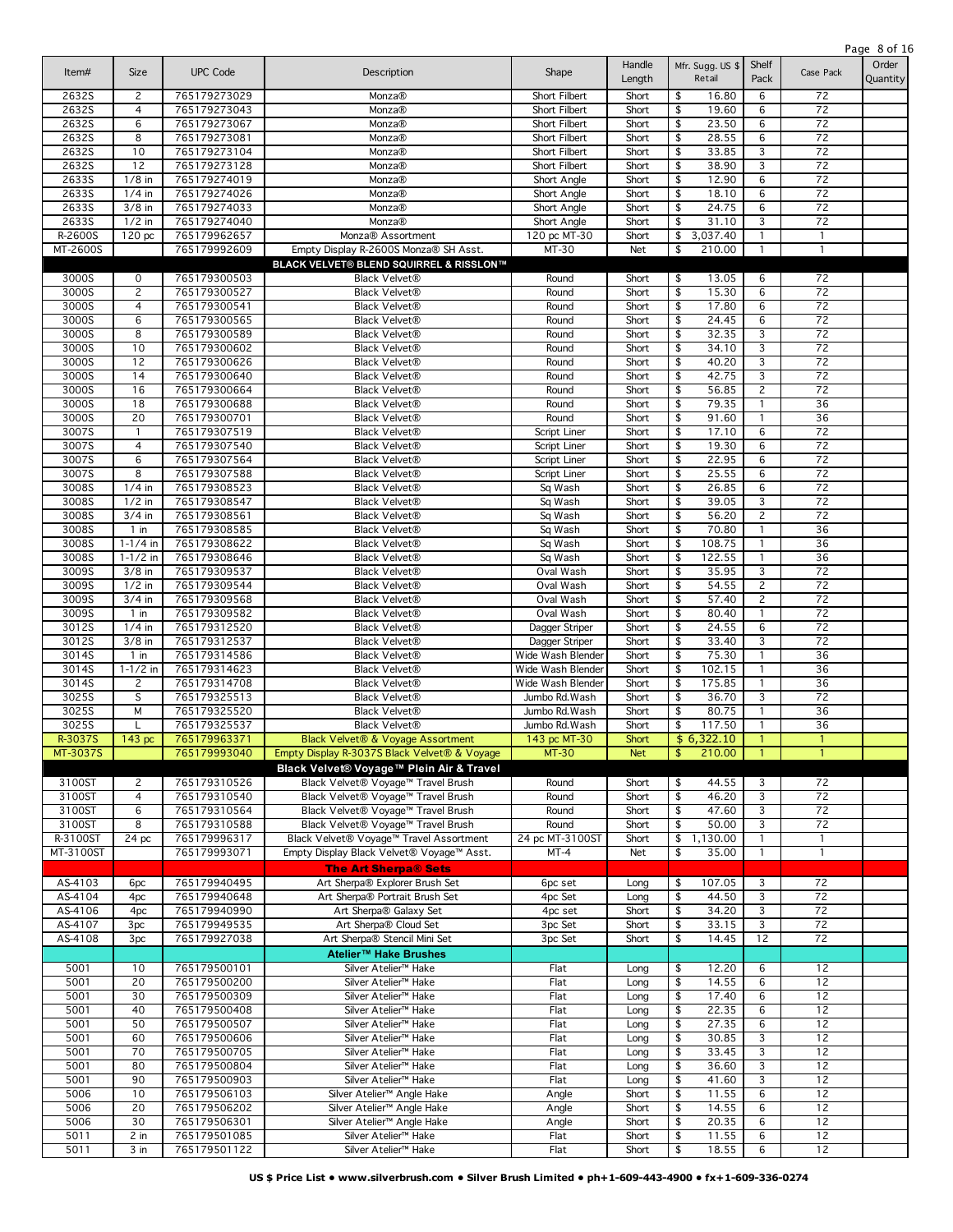| Item# | Size | UPC Code | Description | Shape | Handle Length | Mfr. Sugg. US $ Retail | Shelf Pack | Case Pack | Order Quantity |
|---|---|---|---|---|---|---|---|---|---|
| 2632S | 2 | 765179273029 | Monza® | Short Filbert | Short | $ 16.80 | 6 | 72 | |
| 2632S | 4 | 765179273043 | Monza® | Short Filbert | Short | $ 19.60 | 6 | 72 | |
| 2632S | 6 | 765179273067 | Monza® | Short Filbert | Short | $ 23.50 | 6 | 72 | |
| 2632S | 8 | 765179273081 | Monza® | Short Filbert | Short | $ 28.55 | 6 | 72 | |
| 2632S | 10 | 765179273104 | Monza® | Short Filbert | Short | $ 33.85 | 3 | 72 | |
| 2632S | 12 | 765179273128 | Monza® | Short Filbert | Short | $ 38.90 | 3 | 72 | |
| 2633S | 1/8 in | 765179274019 | Monza® | Short Angle | Short | $ 12.90 | 6 | 72 | |
| 2633S | 1/4 in | 765179274026 | Monza® | Short Angle | Short | $ 18.10 | 6 | 72 | |
| 2633S | 3/8 in | 765179274033 | Monza® | Short Angle | Short | $ 24.75 | 6 | 72 | |
| 2633S | 1/2 in | 765179274040 | Monza® | Short Angle | Short | $ 31.10 | 3 | 72 | |
| R-2600S | 120 pc | 765179962657 | Monza® Assortment | 120 pc MT-30 | Short | $ 3,037.40 | 1 | 1 | |
| MT-2600S | | 765179992609 | Empty Display R-2600S Monza® SH Asst. | MT-30 | Net | $ 210.00 | 1 | 1 | |
| | | | **BLACK VELVET® BLEND SQUIRREL & RISSLON™** | | | | | | |
| 3000S | 0 | 765179300503 | Black Velvet® | Round | Short | $ 13.05 | 6 | 72 | |
| 3000S | 2 | 765179300527 | Black Velvet® | Round | Short | $ 15.30 | 6 | 72 | |
| 3000S | 4 | 765179300541 | Black Velvet® | Round | Short | $ 17.80 | 6 | 72 | |
| 3000S | 6 | 765179300565 | Black Velvet® | Round | Short | $ 24.45 | 6 | 72 | |
| 3000S | 8 | 765179300589 | Black Velvet® | Round | Short | $ 32.35 | 3 | 72 | |
| 3000S | 10 | 765179300602 | Black Velvet® | Round | Short | $ 34.10 | 3 | 72 | |
| 3000S | 12 | 765179300626 | Black Velvet® | Round | Short | $ 40.20 | 3 | 72 | |
| 3000S | 14 | 765179300640 | Black Velvet® | Round | Short | $ 42.75 | 3 | 72 | |
| 3000S | 16 | 765179300664 | Black Velvet® | Round | Short | $ 56.85 | 2 | 72 | |
| 3000S | 18 | 765179300688 | Black Velvet® | Round | Short | $ 79.35 | 1 | 36 | |
| 3000S | 20 | 765179300701 | Black Velvet® | Round | Short | $ 91.60 | 1 | 36 | |
| 3007S | 1 | 765179307519 | Black Velvet® | Script Liner | Short | $ 17.10 | 6 | 72 | |
| 3007S | 4 | 765179307540 | Black Velvet® | Script Liner | Short | $ 19.30 | 6 | 72 | |
| 3007S | 6 | 765179307564 | Black Velvet® | Script Liner | Short | $ 22.95 | 6 | 72 | |
| 3007S | 8 | 765179307588 | Black Velvet® | Script Liner | Short | $ 25.55 | 6 | 72 | |
| 3008S | 1/4 in | 765179308523 | Black Velvet® | Sq Wash | Short | $ 26.85 | 6 | 72 | |
| 3008S | 1/2 in | 765179308547 | Black Velvet® | Sq Wash | Short | $ 39.05 | 3 | 72 | |
| 3008S | 3/4 in | 765179308561 | Black Velvet® | Sq Wash | Short | $ 56.20 | 2 | 72 | |
| 3008S | 1 in | 765179308585 | Black Velvet® | Sq Wash | Short | $ 70.80 | 1 | 36 | |
| 3008S | 1-1/4 in | 765179308622 | Black Velvet® | Sq Wash | Short | $ 108.75 | 1 | 36 | |
| 3008S | 1-1/2 in | 765179308646 | Black Velvet® | Sq Wash | Short | $ 122.55 | 1 | 36 | |
| 3009S | 3/8 in | 765179309537 | Black Velvet® | Oval Wash | Short | $ 35.95 | 3 | 72 | |
| 3009S | 1/2 in | 765179309544 | Black Velvet® | Oval Wash | Short | $ 54.55 | 2 | 72 | |
| 3009S | 3/4 in | 765179309568 | Black Velvet® | Oval Wash | Short | $ 57.40 | 2 | 72 | |
| 3009S | 1 in | 765179309582 | Black Velvet® | Oval Wash | Short | $ 80.40 | 1 | 72 | |
| 3012S | 1/4 in | 765179312520 | Black Velvet® | Dagger Striper | Short | $ 24.55 | 6 | 72 | |
| 3012S | 3/8 in | 765179312537 | Black Velvet® | Dagger Striper | Short | $ 33.40 | 3 | 72 | |
| 3014S | 1 in | 765179314586 | Black Velvet® | Wide Wash Blender | Short | $ 75.30 | 1 | 36 | |
| 3014S | 1-1/2 in | 765179314623 | Black Velvet® | Wide Wash Blender | Short | $ 102.15 | 1 | 36 | |
| 3014S | 2 | 765179314708 | Black Velvet® | Wide Wash Blender | Short | $ 175.85 | 1 | 36 | |
| 3025S | S | 765179325513 | Black Velvet® | Jumbo Rd.Wash | Short | $ 36.70 | 3 | 72 | |
| 3025S | M | 765179325520 | Black Velvet® | Jumbo Rd.Wash | Short | $ 80.75 | 1 | 36 | |
| 3025S | L | 765179325537 | Black Velvet® | Jumbo Rd.Wash | Short | $ 117.50 | 1 | 36 | |
| R-3037S | 143 pc | 765179963371 | Black Velvet® & Voyage Assortment | 143 pc MT-30 | Short | $ 6,322.10 | 1 | 1 | |
| MT-3037S | | 765179993040 | Empty Display R-3037S Black Velvet® & Voyage | MT-30 | Net | $ 210.00 | 1 | 1 | |
| | | | **Black Velvet® Voyage™ Plein Air & Travel** | | | | | | |
| 3100ST | 2 | 765179310526 | Black Velvet® Voyage™ Travel Brush | Round | Short | $ 44.55 | 3 | 72 | |
| 3100ST | 4 | 765179310540 | Black Velvet® Voyage™ Travel Brush | Round | Short | $ 46.20 | 3 | 72 | |
| 3100ST | 6 | 765179310564 | Black Velvet® Voyage™ Travel Brush | Round | Short | $ 47.60 | 3 | 72 | |
| 3100ST | 8 | 765179310588 | Black Velvet® Voyage™ Travel Brush | Round | Short | $ 50.00 | 3 | 72 | |
| R-3100ST | 24 pc | 765179996317 | Black Velvet® Voyage™ Travel Assortment | 24 pc MT-3100ST | Short | $ 1,130.00 | 1 | 1 | |
| MT-3100ST | | 765179993071 | Empty Display Black Velvet® Voyage™ Asst. | MT-4 | Net | $ 35.00 | 1 | 1 | |
| | | | **The Art Sherpa® Sets** | | | | | | |
| AS-4103 | 6pc | 765179940495 | Art Sherpa® Explorer Brush Set | 6pc set | Long | $ 107.05 | 3 | 72 | |
| AS-4104 | 4pc | 765179940648 | Art Sherpa® Portrait Brush Set | 4pc Set | Long | $ 44.50 | 3 | 72 | |
| AS-4106 | 4pc | 765179940990 | Art Sherpa® Galaxy Set | 4pc set | Short | $ 34.20 | 3 | 72 | |
| AS-4107 | 3pc | 765179949535 | Art Sherpa® Cloud Set | 3pc Set | Short | $ 33.15 | 3 | 72 | |
| AS-4108 | 3pc | 765179927038 | Art Sherpa® Stencil Mini Set | 3pc Set | Short | $ 14.45 | 12 | 72 | |
| | | | **Atelier™ Hake Brushes** | | | | | | |
| 5001 | 10 | 765179500101 | Silver Atelier™ Hake | Flat | Long | $ 12.20 | 6 | 12 | |
| 5001 | 20 | 765179500200 | Silver Atelier™ Hake | Flat | Long | $ 14.55 | 6 | 12 | |
| 5001 | 30 | 765179500309 | Silver Atelier™ Hake | Flat | Long | $ 17.40 | 6 | 12 | |
| 5001 | 40 | 765179500408 | Silver Atelier™ Hake | Flat | Long | $ 22.35 | 6 | 12 | |
| 5001 | 50 | 765179500507 | Silver Atelier™ Hake | Flat | Long | $ 27.35 | 6 | 12 | |
| 5001 | 60 | 765179500606 | Silver Atelier™ Hake | Flat | Long | $ 30.85 | 3 | 12 | |
| 5001 | 70 | 765179500705 | Silver Atelier™ Hake | Flat | Long | $ 33.45 | 3 | 12 | |
| 5001 | 80 | 765179500804 | Silver Atelier™ Hake | Flat | Long | $ 36.60 | 3 | 12 | |
| 5001 | 90 | 765179500903 | Silver Atelier™ Hake | Flat | Long | $ 41.60 | 3 | 12 | |
| 5006 | 10 | 765179506103 | Silver Atelier™ Angle Hake | Angle | Short | $ 11.55 | 6 | 12 | |
| 5006 | 20 | 765179506202 | Silver Atelier™ Angle Hake | Angle | Short | $ 14.55 | 6 | 12 | |
| 5006 | 30 | 765179506301 | Silver Atelier™ Angle Hake | Angle | Short | $ 20.35 | 6 | 12 | |
| 5011 | 2 in | 765179501085 | Silver Atelier™ Hake | Flat | Short | $ 11.55 | 6 | 12 | |
| 5011 | 3 in | 765179501122 | Silver Atelier™ Hake | Flat | Short | $ 18.55 | 6 | 12 | |

**US $ Price List • www.silverbrush.com • Silver Brush Limited • ph+1-609-443-4900 • fx+1-609-336-0274**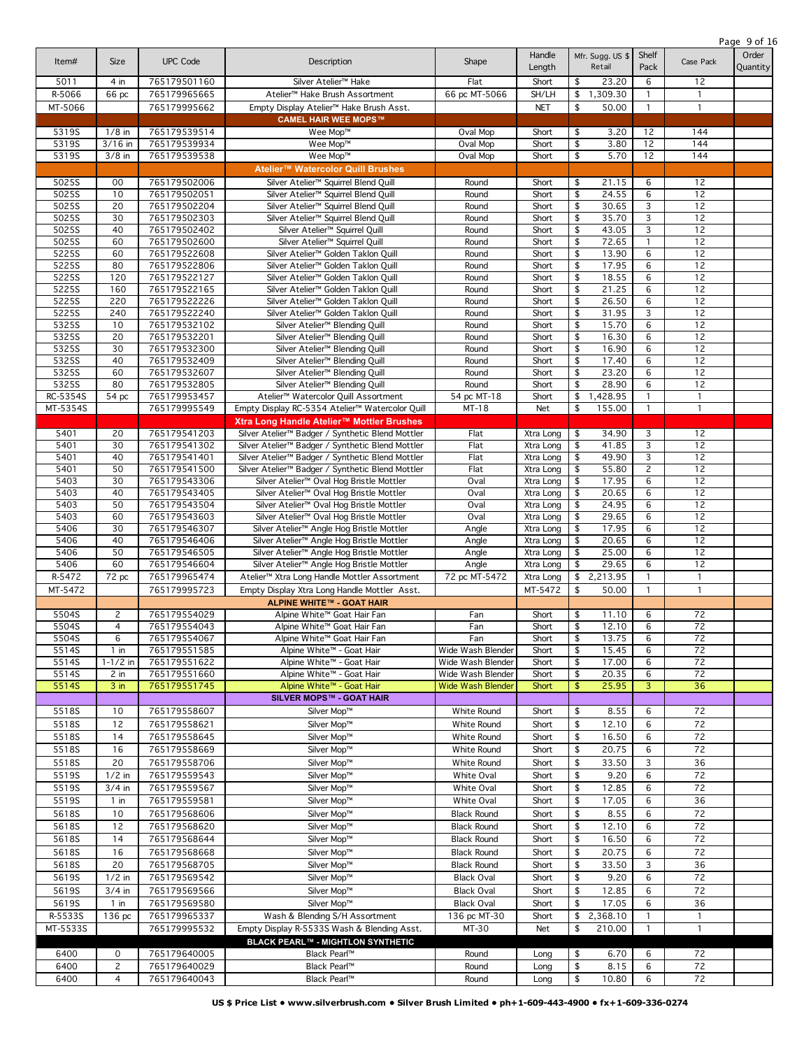| Item# | Size | UPC Code | Description | Shape | Handle Length | Mfr. Sugg. US $ Retail | Shelf Pack | Case Pack | Order Quantity |
|---|---|---|---|---|---|---|---|---|---|
| 5011 | 4 in | 765179501160 | Silver Atelier™ Hake | Flat | Short | $ 23.20 | 6 | 12 | |
| R-5066 | 66 pc | 765179965665 | Atelier™ Hake Brush Assortment | 66 pc MT-5066 | SH/LH | $ 1,309.30 | 1 | 1 | |
| MT-5066 | | 765179995662 | Empty Display Atelier™ Hake Brush Asst. | | NET | $ 50.00 | 1 | 1 | |
| | | | **CAMEL HAIR WEE MOPS™** | | | | | | |
| 5319S | 1/8 in | 765179539514 | Wee Mop™ | Oval Mop | Short | $ 3.20 | 12 | 144 | |
| 5319S | 3/16 in | 765179539934 | Wee Mop™ | Oval Mop | Short | $ 3.80 | 12 | 144 | |
| 5319S | 3/8 in | 765179539538 | Wee Mop™ | Oval Mop | Short | $ 5.70 | 12 | 144 | |
| | | | **Atelier™ Watercolor Quill Brushes** | | | | | | |
| 5025S | 00 | 765179502006 | Silver Atelier™ Squirrel Blend Quill | Round | Short | $ 21.15 | 6 | 12 | |
| 5025S | 10 | 765179502051 | Silver Atelier™ Squirrel Blend Quill | Round | Short | $ 24.55 | 6 | 12 | |
| 5025S | 20 | 765179502204 | Silver Atelier™ Squirrel Blend Quill | Round | Short | $ 30.65 | 3 | 12 | |
| 5025S | 30 | 765179502303 | Silver Atelier™ Squirrel Blend Quill | Round | Short | $ 35.70 | 3 | 12 | |
| 5025S | 40 | 765179502402 | Silver Atelier™ Squirrel Quill | Round | Short | $ 43.05 | 3 | 12 | |
| 5025S | 60 | 765179502600 | Silver Atelier™ Squirrel Quill | Round | Short | $ 72.65 | 1 | 12 | |
| 5225S | 60 | 765179522608 | Silver Atelier™ Golden Taklon Quill | Round | Short | $ 13.90 | 6 | 12 | |
| 5225S | 80 | 765179522806 | Silver Atelier™ Golden Taklon Quill | Round | Short | $ 17.95 | 6 | 12 | |
| 5225S | 120 | 765179522127 | Silver Atelier™ Golden Taklon Quill | Round | Short | $ 18.55 | 6 | 12 | |
| 5225S | 160 | 765179522165 | Silver Atelier™ Golden Taklon Quill | Round | Short | $ 21.25 | 6 | 12 | |
| 5225S | 220 | 765179522226 | Silver Atelier™ Golden Taklon Quill | Round | Short | $ 26.50 | 6 | 12 | |
| 5225S | 240 | 765179522240 | Silver Atelier™ Golden Taklon Quill | Round | Short | $ 31.95 | 3 | 12 | |
| 5325S | 10 | 765179532102 | Silver Atelier™ Blending Quill | Round | Short | $ 15.70 | 6 | 12 | |
| 5325S | 20 | 765179532201 | Silver Atelier™ Blending Quill | Round | Short | $ 16.30 | 6 | 12 | |
| 5325S | 30 | 765179532300 | Silver Atelier™ Blending Quill | Round | Short | $ 16.90 | 6 | 12 | |
| 5325S | 40 | 765179532409 | Silver Atelier™ Blending Quill | Round | Short | $ 17.40 | 6 | 12 | |
| 5325S | 60 | 765179532607 | Silver Atelier™ Blending Quill | Round | Short | $ 23.20 | 6 | 12 | |
| 5325S | 80 | 765179532805 | Silver Atelier™ Blending Quill | Round | Short | $ 28.90 | 6 | 12 | |
| RC-5354S | 54 pc | 765179953457 | Atelier™ Watercolor Quill Assortment | 54 pc MT-18 | Short | $ 1,428.95 | 1 | 1 | |
| MT-5354S | | 765179995549 | Empty Display RC-5354 Atelier™ Watercolor Quill | MT-18 | Net | $ 155.00 | 1 | 1 | |
| | | | **Xtra Long Handle Atelier™ Mottler Brushes** | | | | | | |
| 5401 | 20 | 765179541203 | Silver Atelier™ Badger / Synthetic Blend Mottler | Flat | Xtra Long | $ 34.90 | 3 | 12 | |
| 5401 | 30 | 765179541302 | Silver Atelier™ Badger / Synthetic Blend Mottler | Flat | Xtra Long | $ 41.85 | 3 | 12 | |
| 5401 | 40 | 765179541401 | Silver Atelier™ Badger / Synthetic Blend Mottler | Flat | Xtra Long | $ 49.90 | 3 | 12 | |
| 5401 | 50 | 765179541500 | Silver Atelier™ Badger / Synthetic Blend Mottler | Flat | Xtra Long | $ 55.80 | 2 | 12 | |
| 5403 | 30 | 765179543306 | Silver Atelier™ Oval Hog Bristle Mottler | Oval | Xtra Long | $ 17.95 | 6 | 12 | |
| 5403 | 40 | 765179543405 | Silver Atelier™ Oval Hog Bristle Mottler | Oval | Xtra Long | $ 20.65 | 6 | 12 | |
| 5403 | 50 | 765179543504 | Silver Atelier™ Oval Hog Bristle Mottler | Oval | Xtra Long | $ 24.95 | 6 | 12 | |
| 5403 | 60 | 765179543603 | Silver Atelier™ Oval Hog Bristle Mottler | Oval | Xtra Long | $ 29.65 | 6 | 12 | |
| 5406 | 30 | 765179546307 | Silver Atelier™ Angle Hog Bristle Mottler | Angle | Xtra Long | $ 17.95 | 6 | 12 | |
| 5406 | 40 | 765179546406 | Silver Atelier™ Angle Hog Bristle Mottler | Angle | Xtra Long | $ 20.65 | 6 | 12 | |
| 5406 | 50 | 765179546505 | Silver Atelier™ Angle Hog Bristle Mottler | Angle | Xtra Long | $ 25.00 | 6 | 12 | |
| 5406 | 60 | 765179546604 | Silver Atelier™ Angle Hog Bristle Mottler | Angle | Xtra Long | $ 29.65 | 6 | 12 | |
| R-5472 | 72 pc | 765179965474 | Atelier™ Xtra Long Handle Mottler Assortment | 72 pc MT-5472 | Xtra Long | $ 2,213.95 | 1 | 1 | |
| MT-5472 | | 765179995723 | Empty Display Xtra Long Handle Mottler Asst. | | MT-5472 | $ 50.00 | 1 | 1 | |
| | | | **ALPINE WHITE™ - GOAT HAIR** | | | | | | |
| 5504S | 2 | 765179554029 | Alpine White™ Goat Hair Fan | Fan | Short | $ 11.10 | 6 | 72 | |
| 5504S | 4 | 765179554043 | Alpine White™ Goat Hair Fan | Fan | Short | $ 12.10 | 6 | 72 | |
| 5504S | 6 | 765179554067 | Alpine White™ Goat Hair Fan | Fan | Short | $ 13.75 | 6 | 72 | |
| 5514S | 1 in | 765179551585 | Alpine White™ - Goat Hair | Wide Wash Blender | Short | $ 15.45 | 6 | 72 | |
| 5514S | 1-1/2 in | 765179551622 | Alpine White™ - Goat Hair | Wide Wash Blender | Short | $ 17.00 | 6 | 72 | |
| 5514S | 2 in | 765179551660 | Alpine White™ - Goat Hair | Wide Wash Blender | Short | $ 20.35 | 6 | 72 | |
| 5514S | 3 in | 765179551745 | Alpine White™ - Goat Hair | Wide Wash Blender | Short | $ 25.95 | 3 | 36 | |
| | | | **SILVER MOPS™ - GOAT HAIR** | | | | | | |
| 5518S | 10 | 765179558607 | Silver Mop™ | White Round | Short | $ 8.55 | 6 | 72 | |
| 5518S | 12 | 765179558621 | Silver Mop™ | White Round | Short | $ 12.10 | 6 | 72 | |
| 5518S | 14 | 765179558645 | Silver Mop™ | White Round | Short | $ 16.50 | 6 | 72 | |
| 5518S | 16 | 765179558669 | Silver Mop™ | White Round | Short | $ 20.75 | 6 | 72 | |
| 5518S | 20 | 765179558706 | Silver Mop™ | White Round | Short | $ 33.50 | 3 | 36 | |
| 5519S | 1/2 in | 765179559543 | Silver Mop™ | White Oval | Short | $ 9.20 | 6 | 72 | |
| 5519S | 3/4 in | 765179559567 | Silver Mop™ | White Oval | Short | $ 12.85 | 6 | 72 | |
| 5519S | 1 in | 765179559581 | Silver Mop™ | White Oval | Short | $ 17.05 | 6 | 36 | |
| 5618S | 10 | 765179568606 | Silver Mop™ | Black Round | Short | $ 8.55 | 6 | 72 | |
| 5618S | 12 | 765179568620 | Silver Mop™ | Black Round | Short | $ 12.10 | 6 | 72 | |
| 5618S | 14 | 765179568644 | Silver Mop™ | Black Round | Short | $ 16.50 | 6 | 72 | |
| 5618S | 16 | 765179568668 | Silver Mop™ | Black Round | Short | $ 20.75 | 6 | 72 | |
| 5618S | 20 | 765179568705 | Silver Mop™ | Black Round | Short | $ 33.50 | 3 | 36 | |
| 5619S | 1/2 in | 765179569542 | Silver Mop™ | Black Oval | Short | $ 9.20 | 6 | 72 | |
| 5619S | 3/4 in | 765179569566 | Silver Mop™ | Black Oval | Short | $ 12.85 | 6 | 72 | |
| 5619S | 1 in | 765179569580 | Silver Mop™ | Black Oval | Short | $ 17.05 | 6 | 36 | |
| R-5533S | 136 pc | 765179965337 | Wash & Blending S/H Assortment | 136 pc MT-30 | Short | $ 2,368.10 | 1 | 1 | |
| MT-5533S | | 765179995532 | Empty Display R-5533S Wash & Blending Asst. | MT-30 | Net | $ 210.00 | 1 | 1 | |
| | | | **BLACK PEARL™ - MIGHTLON SYNTHETIC** | | | | | | |
| 6400 | 0 | 765179640005 | Black Pearl™ | Round | Long | $ 6.70 | 6 | 72 | |
| 6400 | 2 | 765179640029 | Black Pearl™ | Round | Long | $ 8.15 | 6 | 72 | |
| 6400 | 4 | 765179640043 | Black Pearl™ | Round | Long | $ 10.80 | 6 | 72 | |

**US $ Price List • www.silverbrush.com • Silver Brush Limited • ph+1-609-443-4900 • fx+1-609-336-0274**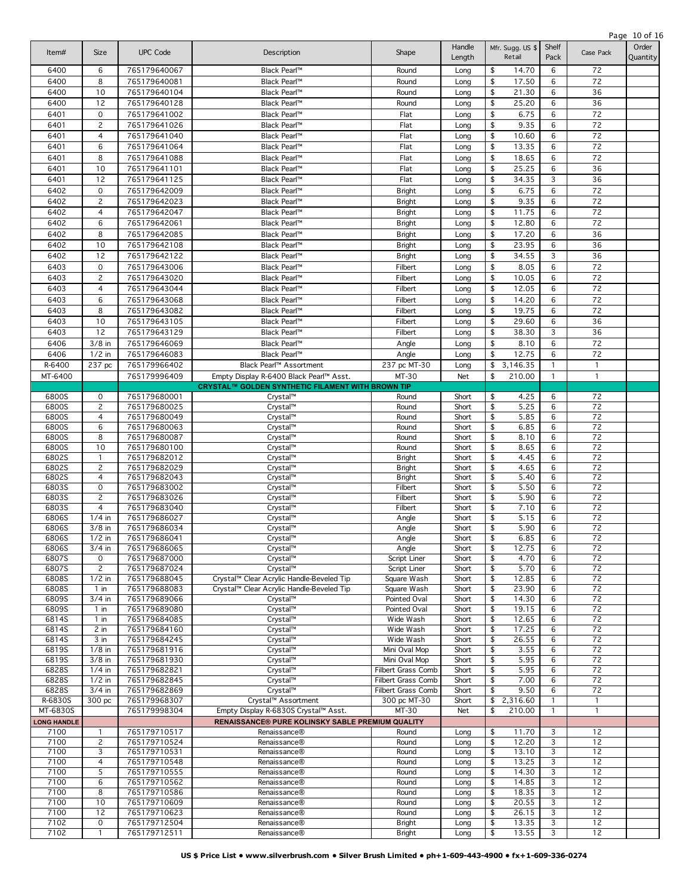| Item# | Size | UPC Code | Description | Shape | Handle Length | Mfr. Sugg. US $ Retail | Shelf Pack | Case Pack | Order Quantity |
|---|---|---|---|---|---|---|---|---|---|
| 6400 | 6 | 765179640067 | Black Pearl™ | Round | Long | $ 14.70 | 6 | 72 | |
| 6400 | 8 | 765179640081 | Black Pearl™ | Round | Long | $ 17.50 | 6 | 72 | |
| 6400 | 10 | 765179640104 | Black Pearl™ | Round | Long | $ 21.30 | 6 | 36 | |
| 6400 | 12 | 765179640128 | Black Pearl™ | Round | Long | $ 25.20 | 6 | 36 | |
| 6401 | 0 | 765179641002 | Black Pearl™ | Flat | Long | $ 6.75 | 6 | 72 | |
| 6401 | 2 | 765179641026 | Black Pearl™ | Flat | Long | $ 9.35 | 6 | 72 | |
| 6401 | 4 | 765179641040 | Black Pearl™ | Flat | Long | $ 10.60 | 6 | 72 | |
| 6401 | 6 | 765179641064 | Black Pearl™ | Flat | Long | $ 13.35 | 6 | 72 | |
| 6401 | 8 | 765179641088 | Black Pearl™ | Flat | Long | $ 18.65 | 6 | 72 | |
| 6401 | 10 | 765179641101 | Black Pearl™ | Flat | Long | $ 25.25 | 6 | 36 | |
| 6401 | 12 | 765179641125 | Black Pearl™ | Flat | Long | $ 34.35 | 3 | 36 | |
| 6402 | 0 | 765179642009 | Black Pearl™ | Bright | Long | $ 6.75 | 6 | 72 | |
| 6402 | 2 | 765179642023 | Black Pearl™ | Bright | Long | $ 9.35 | 6 | 72 | |
| 6402 | 4 | 765179642047 | Black Pearl™ | Bright | Long | $ 11.75 | 6 | 72 | |
| 6402 | 6 | 765179642061 | Black Pearl™ | Bright | Long | $ 12.80 | 6 | 72 | |
| 6402 | 8 | 765179642085 | Black Pearl™ | Bright | Long | $ 17.20 | 6 | 36 | |
| 6402 | 10 | 765179642108 | Black Pearl™ | Bright | Long | $ 23.95 | 6 | 36 | |
| 6402 | 12 | 765179642122 | Black Pearl™ | Bright | Long | $ 34.55 | 3 | 36 | |
| 6403 | 0 | 765179643006 | Black Pearl™ | Filbert | Long | $ 8.05 | 6 | 72 | |
| 6403 | 2 | 765179643020 | Black Pearl™ | Filbert | Long | $ 10.05 | 6 | 72 | |
| 6403 | 4 | 765179643044 | Black Pearl™ | Filbert | Long | $ 12.05 | 6 | 72 | |
| 6403 | 6 | 765179643068 | Black Pearl™ | Filbert | Long | $ 14.20 | 6 | 72 | |
| 6403 | 8 | 765179643082 | Black Pearl™ | Filbert | Long | $ 19.75 | 6 | 72 | |
| 6403 | 10 | 765179643105 | Black Pearl™ | Filbert | Long | $ 29.60 | 6 | 36 | |
| 6403 | 12 | 765179643129 | Black Pearl™ | Filbert | Long | $ 38.30 | 3 | 36 | |
| 6406 | 3/8 in | 765179646069 | Black Pearl™ | Angle | Long | $ 8.10 | 6 | 72 | |
| 6406 | 1/2 in | 765179646083 | Black Pearl™ | Angle | Long | $ 12.75 | 6 | 72 | |
| R-6400 | 237 pc | 765179966402 | Black Pearl™ Assortment | 237 pc MT-30 | Long | $ 3,146.35 | 1 | 1 | |
| MT-6400 | | 765179996409 | Empty Display R-6400 Black Pearl™ Asst. | MT-30 | Net | $ 210.00 | 1 | 1 | |
| | | **CRYSTAL™ GOLDEN SYNTHETIC FILAMENT WITH BROWN TIP** | | | | | | | |
| 6800S | 0 | 765179680001 | Crystal™ | Round | Short | $ 4.25 | 6 | 72 | |
| 6800S | 2 | 765179680025 | Crystal™ | Round | Short | $ 5.25 | 6 | 72 | |
| 6800S | 4 | 765179680049 | Crystal™ | Round | Short | $ 5.85 | 6 | 72 | |
| 6800S | 6 | 765179680063 | Crystal™ | Round | Short | $ 6.85 | 6 | 72 | |
| 6800S | 8 | 765179680087 | Crystal™ | Round | Short | $ 8.10 | 6 | 72 | |
| 6800S | 10 | 765179680100 | Crystal™ | Round | Short | $ 8.65 | 6 | 72 | |
| 6802S | 1 | 765179682012 | Crystal™ | Bright | Short | $ 4.45 | 6 | 72 | |
| 6802S | 2 | 765179682029 | Crystal™ | Bright | Short | $ 4.65 | 6 | 72 | |
| 6802S | 4 | 765179682043 | Crystal™ | Bright | Short | $ 5.40 | 6 | 72 | |
| 6803S | 0 | 765179683002 | Crystal™ | Filbert | Short | $ 5.50 | 6 | 72 | |
| 6803S | 2 | 765179683026 | Crystal™ | Filbert | Short | $ 5.90 | 6 | 72 | |
| 6803S | 4 | 765179683040 | Crystal™ | Filbert | Short | $ 7.10 | 6 | 72 | |
| 6806S | 1/4 in | 765179686027 | Crystal™ | Angle | Short | $ 5.15 | 6 | 72 | |
| 6806S | 3/8 in | 765179686034 | Crystal™ | Angle | Short | $ 5.90 | 6 | 72 | |
| 6806S | 1/2 in | 765179686041 | Crystal™ | Angle | Short | $ 6.85 | 6 | 72 | |
| 6806S | 3/4 in | 765179686065 | Crystal™ | Angle | Short | $ 12.75 | 6 | 72 | |
| 6807S | 0 | 765179687000 | Crystal™ | Script Liner | Short | $ 4.70 | 6 | 72 | |
| 6807S | 2 | 765179687024 | Crystal™ | Script Liner | Short | $ 5.70 | 6 | 72 | |
| 6808S | 1/2 in | 765179688045 | Crystal™ Clear Acrylic Handle-Beveled Tip | Square Wash | Short | $ 12.85 | 6 | 72 | |
| 6808S | 1 in | 765179688083 | Crystal™ Clear Acrylic Handle-Beveled Tip | Square Wash | Short | $ 23.90 | 6 | 72 | |
| 6809S | 3/4 in | 765179689066 | Crystal™ | Pointed Oval | Short | $ 14.30 | 6 | 72 | |
| 6809S | 1 in | 765179689080 | Crystal™ | Pointed Oval | Short | $ 19.15 | 6 | 72 | |
| 6814S | 1 in | 765179684085 | Crystal™ | Wide Wash | Short | $ 12.65 | 6 | 72 | |
| 6814S | 2 in | 765179684160 | Crystal™ | Wide Wash | Short | $ 17.25 | 6 | 72 | |
| 6814S | 3 in | 765179684245 | Crystal™ | Wide Wash | Short | $ 26.55 | 6 | 72 | |
| 6819S | 1/8 in | 765179681916 | Crystal™ | Mini Oval Mop | Short | $ 3.55 | 6 | 72 | |
| 6819S | 3/8 in | 765179681930 | Crystal™ | Mini Oval Mop | Short | $ 5.95 | 6 | 72 | |
| 6828S | 1/4 in | 765179682821 | Crystal™ | Filbert Grass Comb | Short | $ 5.95 | 6 | 72 | |
| 6828S | 1/2 in | 765179682845 | Crystal™ | Filbert Grass Comb | Short | $ 7.00 | 6 | 72 | |
| 6828S | 3/4 in | 765179682869 | Crystal™ | Filbert Grass Comb | Short | $ 9.50 | 6 | 72 | |
| R-6830S | 300 pc | 765179968307 | Crystal™ Assortment | 300 pc MT-30 | Short | $ 2,316.60 | 1 | 1 | |
| MT-6830S | | 765179998304 | Empty Display R-6830S Crystal™ Asst. | MT-30 | Net | $ 210.00 | 1 | 1 | |
| **LONG HANDLE** | | **RENAISSANCE® PURE KOLINSKY SABLE PREMIUM QUALITY** | | | | | | | |
| 7100 | 1 | 765179710517 | Renaissance® | Round | Long | $ 11.70 | 3 | 12 | |
| 7100 | 2 | 765179710524 | Renaissance® | Round | Long | $ 12.20 | 3 | 12 | |
| 7100 | 3 | 765179710531 | Renaissance® | Round | Long | $ 13.10 | 3 | 12 | |
| 7100 | 4 | 765179710548 | Renaissance® | Round | Long | $ 13.25 | 3 | 12 | |
| 7100 | 5 | 765179710555 | Renaissance® | Round | Long | $ 14.30 | 3 | 12 | |
| 7100 | 6 | 765179710562 | Renaissance® | Round | Long | $ 14.85 | 3 | 12 | |
| 7100 | 8 | 765179710586 | Renaissance® | Round | Long | $ 18.35 | 3 | 12 | |
| 7100 | 10 | 765179710609 | Renaissance® | Round | Long | $ 20.55 | 3 | 12 | |
| 7100 | 12 | 765179710623 | Renaissance® | Round | Long | $ 26.15 | 3 | 12 | |
| 7102 | 0 | 765179712504 | Renaissance® | Bright | Long | $ 13.35 | 3 | 12 | |
| 7102 | 1 | 765179712511 | Renaissance® | Bright | Long | $ 13.55 | 3 | 12 | |

**US $ Price List • www.silverbrush.com • Silver Brush Limited • ph+1-609-443-4900 • fx+1-609-336-0274**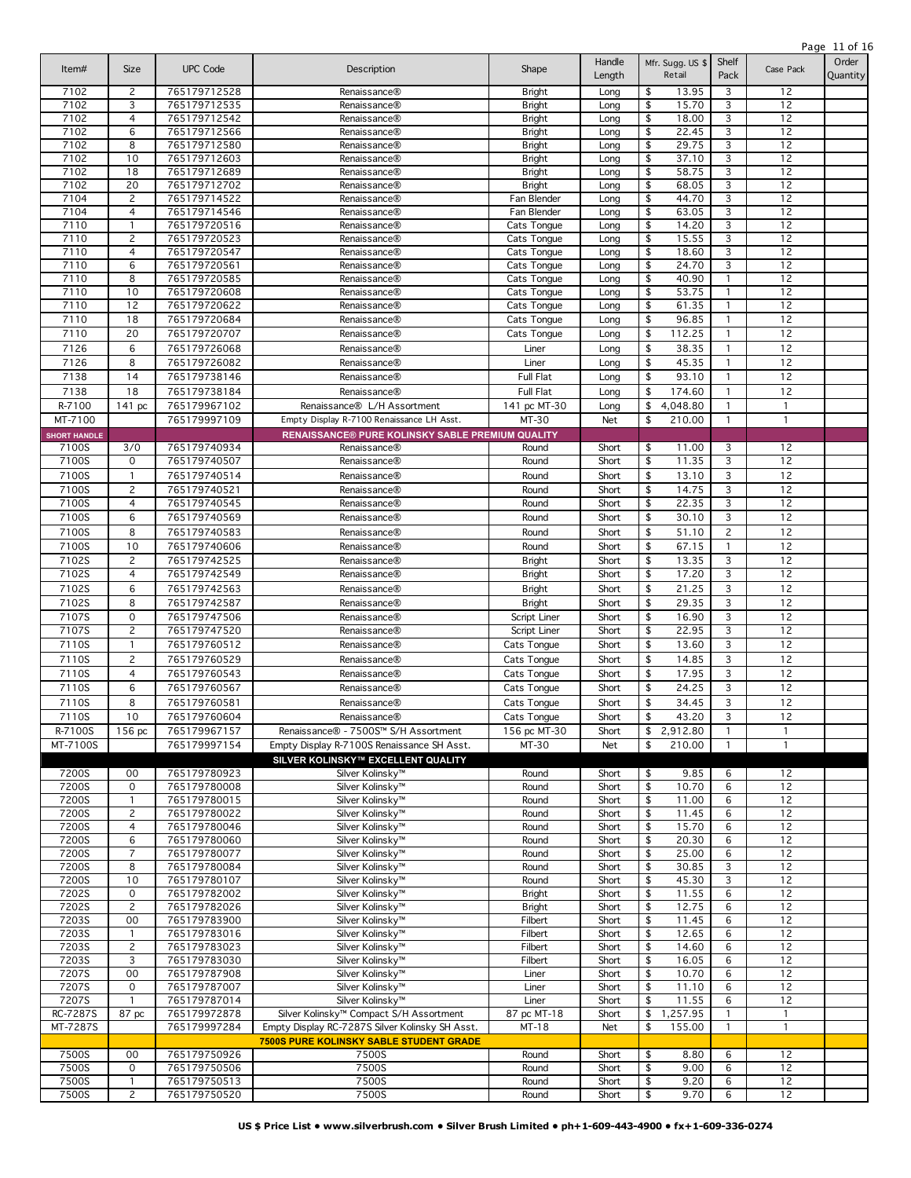| Item# | Size | UPC Code | Description | Shape | Handle Length | Mfr. Sugg. US $ Retail | Shelf Pack | Case Pack | Order Quantity |
|---|---|---|---|---|---|---|---|---|---|
| 7102 | 2 | 765179712528 | Renaissance® | Bright | Long | $ 13.95 | 3 | 12 | |
| 7102 | 3 | 765179712535 | Renaissance® | Bright | Long | $ 15.70 | 3 | 12 | |
| 7102 | 4 | 765179712542 | Renaissance® | Bright | Long | $ 18.00 | 3 | 12 | |
| 7102 | 6 | 765179712566 | Renaissance® | Bright | Long | $ 22.45 | 3 | 12 | |
| 7102 | 8 | 765179712580 | Renaissance® | Bright | Long | $ 29.75 | 3 | 12 | |
| 7102 | 10 | 765179712603 | Renaissance® | Bright | Long | $ 37.10 | 3 | 12 | |
| 7102 | 18 | 765179712689 | Renaissance® | Bright | Long | $ 58.75 | 3 | 12 | |
| 7102 | 20 | 765179712702 | Renaissance® | Bright | Long | $ 68.05 | 3 | 12 | |
| 7104 | 2 | 765179714522 | Renaissance® | Fan Blender | Long | $ 44.70 | 3 | 12 | |
| 7104 | 4 | 765179714546 | Renaissance® | Fan Blender | Long | $ 63.05 | 3 | 12 | |
| 7110 | 1 | 765179720516 | Renaissance® | Cats Tongue | Long | $ 14.20 | 3 | 12 | |
| 7110 | 2 | 765179720523 | Renaissance® | Cats Tongue | Long | $ 15.55 | 3 | 12 | |
| 7110 | 4 | 765179720547 | Renaissance® | Cats Tongue | Long | $ 18.60 | 3 | 12 | |
| 7110 | 6 | 765179720561 | Renaissance® | Cats Tongue | Long | $ 24.70 | 3 | 12 | |
| 7110 | 8 | 765179720585 | Renaissance® | Cats Tongue | Long | $ 40.90 | 1 | 12 | |
| 7110 | 10 | 765179720608 | Renaissance® | Cats Tongue | Long | $ 53.75 | 1 | 12 | |
| 7110 | 12 | 765179720622 | Renaissance® | Cats Tongue | Long | $ 61.35 | 1 | 12 | |
| 7110 | 18 | 765179720684 | Renaissance® | Cats Tongue | Long | $ 96.85 | 1 | 12 | |
| 7110 | 20 | 765179720707 | Renaissance® | Cats Tongue | Long | $ 112.25 | 1 | 12 | |
| 7126 | 6 | 765179726068 | Renaissance® | Liner | Long | $ 38.35 | 1 | 12 | |
| 7126 | 8 | 765179726082 | Renaissance® | Liner | Long | $ 45.35 | 1 | 12 | |
| 7138 | 14 | 765179738146 | Renaissance® | Full Flat | Long | $ 93.10 | 1 | 12 | |
| 7138 | 18 | 765179738184 | Renaissance® | Full Flat | Long | $ 174.60 | 1 | 12 | |
| R-7100 | 141 pc | 765179967102 | Renaissance® L/H Assortment | 141 pc MT-30 | Long | $ 4,048.80 | 1 | 1 | |
| MT-7100 | | 765179997109 | Empty Display R-7100 Renaissance LH Asst. | MT-30 | Net | $ 210.00 | 1 | 1 | |
| **SHORT HANDLE** | | | **RENAISSANCE® PURE KOLINSKY SABLE PREMIUM QUALITY** | | | | | | |
| 7100S | 3/0 | 765179740934 | Renaissance® | Round | Short | $ 11.00 | 3 | 12 | |
| 7100S | 0 | 765179740507 | Renaissance® | Round | Short | $ 11.35 | 3 | 12 | |
| 7100S | 1 | 765179740514 | Renaissance® | Round | Short | $ 13.10 | 3 | 12 | |
| 7100S | 2 | 765179740521 | Renaissance® | Round | Short | $ 14.75 | 3 | 12 | |
| 7100S | 4 | 765179740545 | Renaissance® | Round | Short | $ 22.35 | 3 | 12 | |
| 7100S | 6 | 765179740569 | Renaissance® | Round | Short | $ 30.10 | 3 | 12 | |
| 7100S | 8 | 765179740583 | Renaissance® | Round | Short | $ 51.10 | 2 | 12 | |
| 7100S | 10 | 765179740606 | Renaissance® | Round | Short | $ 67.15 | 1 | 12 | |
| 7102S | 2 | 765179742525 | Renaissance® | Bright | Short | $ 13.35 | 3 | 12 | |
| 7102S | 4 | 765179742549 | Renaissance® | Bright | Short | $ 17.20 | 3 | 12 | |
| 7102S | 6 | 765179742563 | Renaissance® | Bright | Short | $ 21.25 | 3 | 12 | |
| 7102S | 8 | 765179742587 | Renaissance® | Bright | Short | $ 29.35 | 3 | 12 | |
| 7107S | 0 | 765179747506 | Renaissance® | Script Liner | Short | $ 16.90 | 3 | 12 | |
| 7107S | 2 | 765179747520 | Renaissance® | Script Liner | Short | $ 22.95 | 3 | 12 | |
| 7110S | 1 | 765179760512 | Renaissance® | Cats Tongue | Short | $ 13.60 | 3 | 12 | |
| 7110S | 2 | 765179760529 | Renaissance® | Cats Tongue | Short | $ 14.85 | 3 | 12 | |
| 7110S | 4 | 765179760543 | Renaissance® | Cats Tongue | Short | $ 17.95 | 3 | 12 | |
| 7110S | 6 | 765179760567 | Renaissance® | Cats Tongue | Short | $ 24.25 | 3 | 12 | |
| 7110S | 8 | 765179760581 | Renaissance® | Cats Tongue | Short | $ 34.45 | 3 | 12 | |
| 7110S | 10 | 765179760604 | Renaissance® | Cats Tongue | Short | $ 43.20 | 3 | 12 | |
| R-7100S | 156 pc | 765179967157 | Renaissance® - 7500S™ S/H Assortment | 156 pc MT-30 | Short | $ 2,912.80 | 1 | 1 | |
| MT-7100S | | 765179997154 | Empty Display R-7100S Renaissance SH Asst. | MT-30 | Net | $ 210.00 | 1 | 1 | |
| | | | **SILVER KOLINSKY™ EXCELLENT QUALITY** | | | | | | |
| 7200S | 00 | 765179780923 | Silver Kolinsky™ | Round | Short | $ 9.85 | 6 | 12 | |
| 7200S | 0 | 765179780008 | Silver Kolinsky™ | Round | Short | $ 10.70 | 6 | 12 | |
| 7200S | 1 | 765179780015 | Silver Kolinsky™ | Round | Short | $ 11.00 | 6 | 12 | |
| 7200S | 2 | 765179780022 | Silver Kolinsky™ | Round | Short | $ 11.45 | 6 | 12 | |
| 7200S | 4 | 765179780046 | Silver Kolinsky™ | Round | Short | $ 15.70 | 6 | 12 | |
| 7200S | 6 | 765179780060 | Silver Kolinsky™ | Round | Short | $ 20.30 | 6 | 12 | |
| 7200S | 7 | 765179780077 | Silver Kolinsky™ | Round | Short | $ 25.00 | 6 | 12 | |
| 7200S | 8 | 765179780084 | Silver Kolinsky™ | Round | Short | $ 30.85 | 3 | 12 | |
| 7200S | 10 | 765179780107 | Silver Kolinsky™ | Round | Short | $ 45.30 | 3 | 12 | |
| 7202S | 0 | 765179782002 | Silver Kolinsky™ | Bright | Short | $ 11.55 | 6 | 12 | |
| 7202S | 2 | 765179782026 | Silver Kolinsky™ | Bright | Short | $ 12.75 | 6 | 12 | |
| 7203S | 00 | 765179783900 | Silver Kolinsky™ | Filbert | Short | $ 11.45 | 6 | 12 | |
| 7203S | 1 | 765179783016 | Silver Kolinsky™ | Filbert | Short | $ 12.65 | 6 | 12 | |
| 7203S | 2 | 765179783023 | Silver Kolinsky™ | Filbert | Short | $ 14.60 | 6 | 12 | |
| 7203S | 3 | 765179783030 | Silver Kolinsky™ | Filbert | Short | $ 16.05 | 6 | 12 | |
| 7207S | 00 | 765179787908 | Silver Kolinsky™ | Liner | Short | $ 10.70 | 6 | 12 | |
| 7207S | 0 | 765179787007 | Silver Kolinsky™ | Liner | Short | $ 11.10 | 6 | 12 | |
| 7207S | 1 | 765179787014 | Silver Kolinsky™ | Liner | Short | $ 11.55 | 6 | 12 | |
| RC-7287S | 87 pc | 765179972878 | Silver Kolinsky™ Compact S/H Assortment | 87 pc MT-18 | Short | $ 1,257.95 | 1 | 1 | |
| MT-7287S | | 765179997284 | Empty Display RC-7287S Silver Kolinsky SH Asst. | MT-18 | Net | $ 155.00 | 1 | 1 | |
| | | | **7500S PURE KOLINSKY SABLE STUDENT GRADE** | | | | | | |
| 7500S | 00 | 765179750926 | 7500S | Round | Short | $ 8.80 | 6 | 12 | |
| 7500S | 0 | 765179750506 | 7500S | Round | Short | $ 9.00 | 6 | 12 | |
| 7500S | 1 | 765179750513 | 7500S | Round | Short | $ 9.20 | 6 | 12 | |
| 7500S | 2 | 765179750520 | 7500S | Round | Short | $ 9.70 | 6 | 12 | |

**US $ Price List • www.silverbrush.com • Silver Brush Limited • ph+1-609-443-4900 • fx+1-609-336-0274**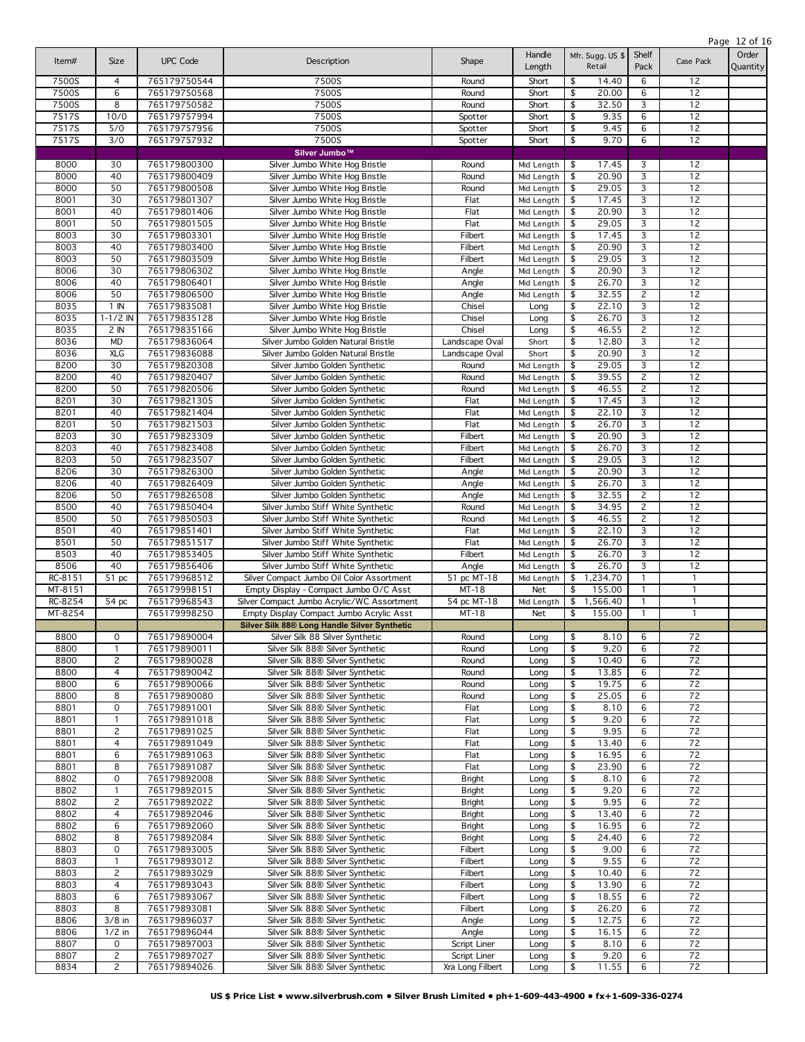| Item# | Size | UPC Code | Description | Shape | Handle Length | Mfr. Sugg. US $ Retail | Shelf Pack | Case Pack | Order Quantity |
|---|---|---|---|---|---|---|---|---|---|
| 7500S | 4 | 765179750544 | 7500S | Round | Short | $ 14.40 | 6 | 12 | |
| 7500S | 6 | 765179750568 | 7500S | Round | Short | $ 20.00 | 6 | 12 | |
| 7500S | 8 | 765179750582 | 7500S | Round | Short | $ 32.50 | 3 | 12 | |
| 7517S | 10/0 | 765179757994 | 7500S | Spotter | Short | $ 9.35 | 6 | 12 | |
| 7517S | 5/0 | 765179757956 | 7500S | Spotter | Short | $ 9.45 | 6 | 12 | |
| 7517S | 3/0 | 765179757932 | 7500S | Spotter | Short | $ 9.70 | 6 | 12 | |
| | | | **Silver Jumbo™** | | | | | | |
| 8000 | 30 | 765179800300 | Silver Jumbo White Hog Bristle | Round | Mid Length | $ 17.45 | 3 | 12 | |
| 8000 | 40 | 765179800409 | Silver Jumbo White Hog Bristle | Round | Mid Length | $ 20.90 | 3 | 12 | |
| 8000 | 50 | 765179800508 | Silver Jumbo White Hog Bristle | Round | Mid Length | $ 29.05 | 3 | 12 | |
| 8001 | 30 | 765179801307 | Silver Jumbo White Hog Bristle | Flat | Mid Length | $ 17.45 | 3 | 12 | |
| 8001 | 40 | 765179801406 | Silver Jumbo White Hog Bristle | Flat | Mid Length | $ 20.90 | 3 | 12 | |
| 8001 | 50 | 765179801505 | Silver Jumbo White Hog Bristle | Flat | Mid Length | $ 29.05 | 3 | 12 | |
| 8003 | 30 | 765179803301 | Silver Jumbo White Hog Bristle | Filbert | Mid Length | $ 17.45 | 3 | 12 | |
| 8003 | 40 | 765179803400 | Silver Jumbo White Hog Bristle | Filbert | Mid Length | $ 20.90 | 3 | 12 | |
| 8003 | 50 | 765179803509 | Silver Jumbo White Hog Bristle | Filbert | Mid Length | $ 29.05 | 3 | 12 | |
| 8006 | 30 | 765179806302 | Silver Jumbo White Hog Bristle | Angle | Mid Length | $ 20.90 | 3 | 12 | |
| 8006 | 40 | 765179806401 | Silver Jumbo White Hog Bristle | Angle | Mid Length | $ 26.70 | 3 | 12 | |
| 8006 | 50 | 765179806500 | Silver Jumbo White Hog Bristle | Angle | Mid Length | $ 32.55 | 2 | 12 | |
| 8035 | 1 IN | 765179835081 | Silver Jumbo White Hog Bristle | Chisel | Long | $ 22.10 | 3 | 12 | |
| 8035 | 1-1/2 IN | 765179835128 | Silver Jumbo White Hog Bristle | Chisel | Long | $ 26.70 | 3 | 12 | |
| 8035 | 2 IN | 765179835166 | Silver Jumbo White Hog Bristle | Chisel | Long | $ 46.55 | 2 | 12 | |
| 8036 | MD | 765179836064 | Silver Jumbo Golden Natural Bristle | Landscape Oval | Short | $ 12.80 | 3 | 12 | |
| 8036 | XLG | 765179836088 | Silver Jumbo Golden Natural Bristle | Landscape Oval | Short | $ 20.90 | 3 | 12 | |
| 8200 | 30 | 765179820308 | Silver Jumbo Golden Synthetic | Round | Mid Length | $ 29.05 | 3 | 12 | |
| 8200 | 40 | 765179820407 | Silver Jumbo Golden Synthetic | Round | Mid Length | $ 39.55 | 2 | 12 | |
| 8200 | 50 | 765179820506 | Silver Jumbo Golden Synthetic | Round | Mid Length | $ 46.55 | 2 | 12 | |
| 8201 | 30 | 765179821305 | Silver Jumbo Golden Synthetic | Flat | Mid Length | $ 17.45 | 3 | 12 | |
| 8201 | 40 | 765179821404 | Silver Jumbo Golden Synthetic | Flat | Mid Length | $ 22.10 | 3 | 12 | |
| 8201 | 50 | 765179821503 | Silver Jumbo Golden Synthetic | Flat | Mid Length | $ 26.70 | 3 | 12 | |
| 8203 | 30 | 765179823309 | Silver Jumbo Golden Synthetic | Filbert | Mid Length | $ 20.90 | 3 | 12 | |
| 8203 | 40 | 765179823408 | Silver Jumbo Golden Synthetic | Filbert | Mid Length | $ 26.70 | 3 | 12 | |
| 8203 | 50 | 765179823507 | Silver Jumbo Golden Synthetic | Filbert | Mid Length | $ 29.05 | 3 | 12 | |
| 8206 | 30 | 765179826300 | Silver Jumbo Golden Synthetic | Angle | Mid Length | $ 20.90 | 3 | 12 | |
| 8206 | 40 | 765179826409 | Silver Jumbo Golden Synthetic | Angle | Mid Length | $ 26.70 | 3 | 12 | |
| 8206 | 50 | 765179826508 | Silver Jumbo Golden Synthetic | Angle | Mid Length | $ 32.55 | 2 | 12 | |
| 8500 | 40 | 765179850404 | Silver Jumbo Stiff White Synthetic | Round | Mid Length | $ 34.95 | 2 | 12 | |
| 8500 | 50 | 765179850503 | Silver Jumbo Stiff White Synthetic | Round | Mid Length | $ 46.55 | 2 | 12 | |
| 8501 | 40 | 765179851401 | Silver Jumbo Stiff White Synthetic | Flat | Mid Length | $ 22.10 | 3 | 12 | |
| 8501 | 50 | 765179851517 | Silver Jumbo Stiff White Synthetic | Flat | Mid Length | $ 26.70 | 3 | 12 | |
| 8503 | 40 | 765179853405 | Silver Jumbo Stiff White Synthetic | Filbert | Mid Length | $ 26.70 | 3 | 12 | |
| 8506 | 40 | 765179856406 | Silver Jumbo Stiff White Synthetic | Angle | Mid Length | $ 26.70 | 3 | 12 | |
| RC-8151 | 51 pc | 765179968512 | Silver Compact Jumbo Oil Color Assortment | 51 pc MT-18 | Mid Length | $ 1,234.70 | 1 | 1 | |
| MT-8151 | | 765179998151 | Empty Display - Compact Jumbo O/C Asst | MT-18 | Net | $ 155.00 | 1 | 1 | |
| RC-8254 | 54 pc | 765179968543 | Silver Compact Jumbo Acrylic/WC Assortment | 54 pc MT-18 | Mid Length | $ 1,566.40 | 1 | 1 | |
| MT-8254 | | 765179998250 | Empty Display Compact Jumbo Acrylic Asst | MT-18 | Net | $ 155.00 | 1 | 1 | |
| | | | **Silver Silk 88® Long Handle Silver Synthetic** | | | | | | |
| 8800 | 0 | 765179890004 | Silver Silk 88 Silver Synthetic | Round | Long | $ 8.10 | 6 | 72 | |
| 8800 | 1 | 765179890011 | Silver Silk 88® Silver Synthetic | Round | Long | $ 9.20 | 6 | 72 | |
| 8800 | 2 | 765179890028 | Silver Silk 88® Silver Synthetic | Round | Long | $ 10.40 | 6 | 72 | |
| 8800 | 4 | 765179890042 | Silver Silk 88® Silver Synthetic | Round | Long | $ 13.85 | 6 | 72 | |
| 8800 | 6 | 765179890066 | Silver Silk 88® Silver Synthetic | Round | Long | $ 19.75 | 6 | 72 | |
| 8800 | 8 | 765179890080 | Silver Silk 88® Silver Synthetic | Round | Long | $ 25.05 | 6 | 72 | |
| 8801 | 0 | 765179891001 | Silver Silk 88® Silver Synthetic | Flat | Long | $ 8.10 | 6 | 72 | |
| 8801 | 1 | 765179891018 | Silver Silk 88® Silver Synthetic | Flat | Long | $ 9.20 | 6 | 72 | |
| 8801 | 2 | 765179891025 | Silver Silk 88® Silver Synthetic | Flat | Long | $ 9.95 | 6 | 72 | |
| 8801 | 4 | 765179891049 | Silver Silk 88® Silver Synthetic | Flat | Long | $ 13.40 | 6 | 72 | |
| 8801 | 6 | 765179891063 | Silver Silk 88® Silver Synthetic | Flat | Long | $ 16.95 | 6 | 72 | |
| 8801 | 8 | 765179891087 | Silver Silk 88® Silver Synthetic | Flat | Long | $ 23.90 | 6 | 72 | |
| 8802 | 0 | 765179892008 | Silver Silk 88® Silver Synthetic | Bright | Long | $ 8.10 | 6 | 72 | |
| 8802 | 1 | 765179892015 | Silver Silk 88® Silver Synthetic | Bright | Long | $ 9.20 | 6 | 72 | |
| 8802 | 2 | 765179892022 | Silver Silk 88® Silver Synthetic | Bright | Long | $ 9.95 | 6 | 72 | |
| 8802 | 4 | 765179892046 | Silver Silk 88® Silver Synthetic | Bright | Long | $ 13.40 | 6 | 72 | |
| 8802 | 6 | 765179892060 | Silver Silk 88® Silver Synthetic | Bright | Long | $ 16.95 | 6 | 72 | |
| 8802 | 8 | 765179892084 | Silver Silk 88® Silver Synthetic | Bright | Long | $ 24.40 | 6 | 72 | |
| 8803 | 0 | 765179893005 | Silver Silk 88® Silver Synthetic | Filbert | Long | $ 9.00 | 6 | 72 | |
| 8803 | 1 | 765179893012 | Silver Silk 88® Silver Synthetic | Filbert | Long | $ 9.55 | 6 | 72 | |
| 8803 | 2 | 765179893029 | Silver Silk 88® Silver Synthetic | Filbert | Long | $ 10.40 | 6 | 72 | |
| 8803 | 4 | 765179893043 | Silver Silk 88® Silver Synthetic | Filbert | Long | $ 13.90 | 6 | 72 | |
| 8803 | 6 | 765179893067 | Silver Silk 88® Silver Synthetic | Filbert | Long | $ 18.55 | 6 | 72 | |
| 8803 | 8 | 765179893081 | Silver Silk 88® Silver Synthetic | Filbert | Long | $ 26.20 | 6 | 72 | |
| 8806 | 3/8 in | 765179896037 | Silver Silk 88® Silver Synthetic | Angle | Long | $ 12.75 | 6 | 72 | |
| 8806 | 1/2 in | 765179896044 | Silver Silk 88® Silver Synthetic | Angle | Long | $ 16.15 | 6 | 72 | |
| 8807 | 0 | 765179897003 | Silver Silk 88® Silver Synthetic | Script Liner | Long | $ 8.10 | 6 | 72 | |
| 8807 | 2 | 765179897027 | Silver Silk 88® Silver Synthetic | Script Liner | Long | $ 9.20 | 6 | 72 | |
| 8834 | 2 | 765179894026 | Silver Silk 88® Silver Synthetic | Xra Long Filbert | Long | $ 11.55 | 6 | 72 | |

**US $ Price List • www.silverbrush.com • Silver Brush Limited • ph+1-609-443-4900 • fx+1-609-336-0274**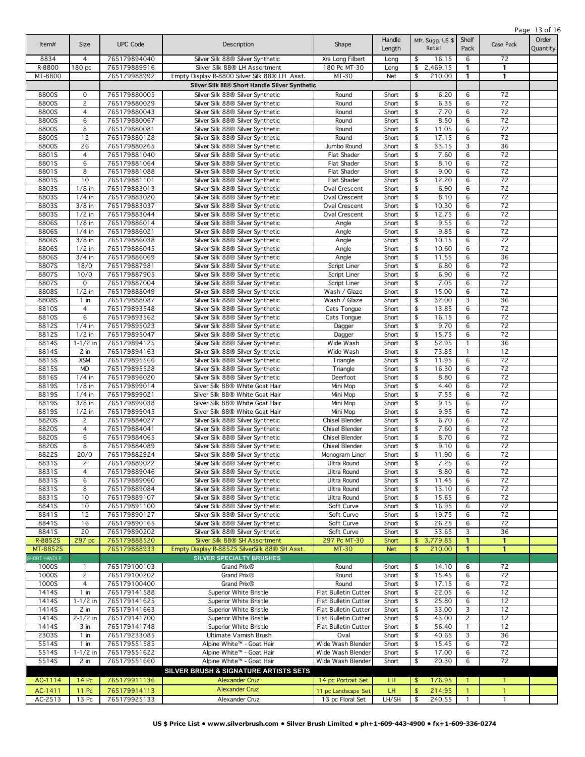| Item# | Size | UPC Code | Description | Shape | Handle Length | Mfr. Sugg. US $ Retail | Shelf Pack | Case Pack | Order Quantity |
|---|---|---|---|---|---|---|---|---|---|
| 8834 | 4 | 765179894040 | Silver Silk 88® Silver Synthetic | Xra Long Filbert | Long | $ 16.15 | 6 | 72 | |
| R-8800 | 180 pc | 765179889916 | Silver Silk 88® LH Assortment | 180 Pc MT-30 | Long | $ 2,469.15 | 1 | 1 | |
| MT-8800 | | 765179988992 | Empty Display R-8800 Silver Silk 88® LH Asst. | MT-30 | Net | $ 210.00 | 1 | 1 | |
| | | | **Silver Silk 88® Short Handle Silver Synthetic** | | | | | | |
| 8800S | 0 | 765179880005 | Silver Silk 88® Silver Synthetic | Round | Short | $ 6.20 | 6 | 72 | |
| 8800S | 2 | 765179880029 | Silver Silk 88® Silver Synthetic | Round | Short | $ 6.35 | 6 | 72 | |
| 8800S | 4 | 765179880043 | Silver Silk 88® Silver Synthetic | Round | Short | $ 7.70 | 6 | 72 | |
| 8800S | 6 | 765179880067 | Silver Silk 88® Silver Synthetic | Round | Short | $ 8.50 | 6 | 72 | |
| 8800S | 8 | 765179880081 | Silver Silk 88® Silver Synthetic | Round | Short | $ 11.05 | 6 | 72 | |
| 8800S | 12 | 765179880128 | Silver Silk 88® Silver Synthetic | Round | Short | $ 17.15 | 6 | 72 | |
| 8800S | 26 | 765179880265 | Silver Silk 88® Silver Synthetic | Jumbo Round | Short | $ 33.15 | 3 | 36 | |
| 8801S | 4 | 765179881040 | Silver Silk 88® Silver Synthetic | Flat Shader | Short | $ 7.60 | 6 | 72 | |
| 8801S | 6 | 765179881064 | Silver Silk 88® Silver Synthetic | Flat Shader | Short | $ 8.10 | 6 | 72 | |
| 8801S | 8 | 765179881088 | Silver Silk 88® Silver Synthetic | Flat Shader | Short | $ 9.00 | 6 | 72 | |
| 8801S | 10 | 765179881101 | Silver Silk 88® Silver Synthetic | Flat Shader | Short | $ 12.20 | 6 | 72 | |
| 8803S | 1/8 in | 765179883013 | Silver Silk 88® Silver Synthetic | Oval Crescent | Short | $ 6.90 | 6 | 72 | |
| 8803S | 1/4 in | 765179883020 | Silver Silk 88® Silver Synthetic | Oval Crescent | Short | $ 8.10 | 6 | 72 | |
| 8803S | 3/8 in | 765179883037 | Silver Silk 88® Silver Synthetic | Oval Crescent | Short | $ 10.30 | 6 | 72 | |
| 8803S | 1/2 in | 765179883044 | Silver Silk 88® Silver Synthetic | Oval Crescent | Short | $ 12.75 | 6 | 72 | |
| 8806S | 1/8 in | 765179886014 | Silver Silk 88® Silver Synthetic | Angle | Short | $ 9.55 | 6 | 72 | |
| 8806S | 1/4 in | 765179886021 | Silver Silk 88® Silver Synthetic | Angle | Short | $ 9.85 | 6 | 72 | |
| 8806S | 3/8 in | 765179886038 | Silver Silk 88® Silver Synthetic | Angle | Short | $ 10.15 | 6 | 72 | |
| 8806S | 1/2 in | 765179886045 | Silver Silk 88® Silver Synthetic | Angle | Short | $ 10.60 | 6 | 72 | |
| 8806S | 3/4 in | 765179886069 | Silver Silk 88® Silver Synthetic | Angle | Short | $ 11.55 | 6 | 36 | |
| 8807S | 18/0 | 765179887981 | Silver Silk 88® Silver Synthetic | Script Liner | Short | $ 6.80 | 6 | 72 | |
| 8807S | 10/0 | 765179887905 | Silver Silk 88® Silver Synthetic | Script Liner | Short | $ 6.90 | 6 | 72 | |
| 8807S | 0 | 765179887004 | Silver Silk 88® Silver Synthetic | Script Liner | Short | $ 7.05 | 6 | 72 | |
| 8808S | 1/2 in | 765179888049 | Silver Silk 88® Silver Synthetic | Wash / Glaze | Short | $ 15.00 | 6 | 72 | |
| 8808S | 1 in | 765179888087 | Silver Silk 88® Silver Synthetic | Wash / Glaze | Short | $ 32.00 | 3 | 36 | |
| 8810S | 4 | 765179893548 | Silver Silk 88® Silver Synthetic | Cats Tongue | Short | $ 13.85 | 6 | 72 | |
| 8810S | 6 | 765179893562 | Silver Silk 88® Silver Synthetic | Cats Tongue | Short | $ 16.15 | 6 | 72 | |
| 8812S | 1/4 in | 765179895023 | Silver Silk 88® Silver Synthetic | Dagger | Short | $ 9.70 | 6 | 72 | |
| 8812S | 1/2 in | 765179895047 | Silver Silk 88® Silver Synthetic | Dagger | Short | $ 15.75 | 6 | 72 | |
| 8814S | 1-1/2 in | 765179894125 | Silver Silk 88® Silver Synthetic | Wide Wash | Short | $ 52.95 | 1 | 36 | |
| 8814S | 2 in | 765179894163 | Silver Silk 88® Silver Synthetic | Wide Wash | Short | $ 73.85 | 1 | 12 | |
| 8815S | XSM | 765179895566 | Silver Silk 88® Silver Synthetic | Triangle | Short | $ 11.95 | 6 | 72 | |
| 8815S | MD | 765179895528 | Silver Silk 88® Silver Synthetic | Triangle | Short | $ 16.30 | 6 | 72 | |
| 8816S | 1/4 in | 765179896020 | Silver Silk 88® Silver Synthetic | Deerfoot | Short | $ 8.80 | 6 | 72 | |
| 8819S | 1/8 in | 765179899014 | Silver Silk 88® White Goat Hair | Mini Mop | Short | $ 4.40 | 6 | 72 | |
| 8819S | 1/4 in | 765179899021 | Silver Silk 88® White Goat Hair | Mini Mop | Short | $ 7.55 | 6 | 72 | |
| 8819S | 3/8 in | 765179899038 | Silver Silk 88® White Goat Hair | Mini Mop | Short | $ 9.15 | 6 | 72 | |
| 8819S | 1/2 in | 765179899045 | Silver Silk 88® White Goat Hair | Mini Mop | Short | $ 9.95 | 6 | 72 | |
| 8820S | 2 | 765179884027 | Silver Silk 88® Silver Synthetic | Chisel Blender | Short | $ 6.70 | 6 | 72 | |
| 8820S | 4 | 765179884041 | Silver Silk 88® Silver Synthetic | Chisel Blender | Short | $ 7.60 | 6 | 72 | |
| 8820S | 6 | 765179884065 | Silver Silk 88® Silver Synthetic | Chisel Blender | Short | $ 8.70 | 6 | 72 | |
| 8820S | 8 | 765179884089 | Silver Silk 88® Silver Synthetic | Chisel Blender | Short | $ 9.10 | 6 | 72 | |
| 8822S | 20/0 | 765179882924 | Silver Silk 88® Silver Synthetic | Monogram Liner | Short | $ 11.90 | 6 | 72 | |
| 8831S | 2 | 765179889022 | Silver Silk 88® Silver Synthetic | Ultra Round | Short | $ 7.25 | 6 | 72 | |
| 8831S | 4 | 765179889046 | Silver Silk 88® Silver Synthetic | Ultra Round | Short | $ 8.80 | 6 | 72 | |
| 8831S | 6 | 765179889060 | Silver Silk 88® Silver Synthetic | Ultra Round | Short | $ 11.45 | 6 | 72 | |
| 8831S | 8 | 765179889084 | Silver Silk 88® Silver Synthetic | Ultra Round | Short | $ 13.10 | 6 | 72 | |
| 8831S | 10 | 765179889107 | Silver Silk 88® Silver Synthetic | Ultra Round | Short | $ 15.65 | 6 | 72 | |
| 8841S | 10 | 765179891100 | Silver Silk 88® Silver Synthetic | Soft Curve | Short | $ 16.95 | 6 | 72 | |
| 8841S | 12 | 765179890127 | Silver Silk 88® Silver Synthetic | Soft Curve | Short | $ 19.75 | 6 | 72 | |
| 8841S | 16 | 765179890165 | Silver Silk 88® Silver Synthetic | Soft Curve | Short | $ 26.25 | 6 | 72 | |
| 8841S | 20 | 765179890202 | Silver Silk 88® Silver Synthetic | Soft Curve | Short | $ 33.65 | 3 | 36 | |
| R-8852S | 297 pc | 765179888520 | Silver Silk 88® SH Assortment | 297 Pc MT-30 | Short | $ 3,779.85 | 1 | 1 | |
| MT-8852S | | 765179888933 | Empty Display R-8852S SilverSilk 88® SH Asst. | MT-30 | Net | $ 210.00 | 1 | 1 | |
| SHORT HANDLE | | | **SILVER SPECIALTY BRUSHES** | | | | | | |
| 1000S | 1 | 765179100103 | Grand Prix® | Round | Short | $ 14.10 | 6 | 72 | |
| 1000S | 2 | 765179100202 | Grand Prix® | Round | Short | $ 15.45 | 6 | 72 | |
| 1000S | 4 | 765179100400 | Grand Prix® | Round | Short | $ 17.15 | 6 | 72 | |
| 1414S | 1 in | 765179141588 | Superior White Bristle | Flat Bulletin Cutter | Short | $ 22.05 | 6 | 12 | |
| 1414S | 1-1/2 in | 765179141625 | Superior White Bristle | Flat Bulletin Cutter | Short | $ 25.80 | 6 | 12 | |
| 1414S | 2 in | 765179141663 | Superior White Bristle | Flat Bulletin Cutter | Short | $ 33.00 | 3 | 12 | |
| 1414S | 2-1/2 in | 765179141700 | Superior White Bristle | Flat Bulletin Cutter | Short | $ 43.00 | 2 | 12 | |
| 1414S | 3 in | 765179141748 | Superior White Bristle | Flat Bulletin Cutter | Short | $ 56.40 | 1 | 12 | |
| 2303S | 1 in | 765179233085 | Ultimate Varnish Brush | Oval | Short | $ 40.65 | 3 | 36 | |
| 5514S | 1 in | 765179551585 | Alpine White™ - Goat Hair | Wide Wash Blender | Short | $ 15.45 | 6 | 72 | |
| 5514S | 1-1/2 in | 765179551622 | Alpine White™ - Goat Hair | Wide Wash Blender | Short | $ 17.00 | 6 | 72 | |
| 5514S | 2 in | 765179551660 | Alpine White™ - Goat Hair | Wide Wash Blender | Short | $ 20.30 | 6 | 72 | |
| | | | **SILVER BRUSH & SIGNATURE ARTISTS SETS** | | | | | | |
| AC-1114 | 14 Pc | 765179911136 | Alexander Cruz | 14 pc Portrait Set | LH | $ 176.95 | 1 | 1 | |
| AC-1411 | 11 Pc | 765179914113 | Alexander Cruz | 11 pc Landscape Set | LH | $ 214.95 | 1 | 1 | |
| AC-2513 | 13 Pc | 765179925133 | Alexander Cruz | 13 pc Floral Set | LH/SH | $ 240.55 | 1 | 1 | |

**US $ Price List • www.silverbrush.com • Silver Brush Limited • ph+1-609-443-4900 • fx+1-609-336-0274**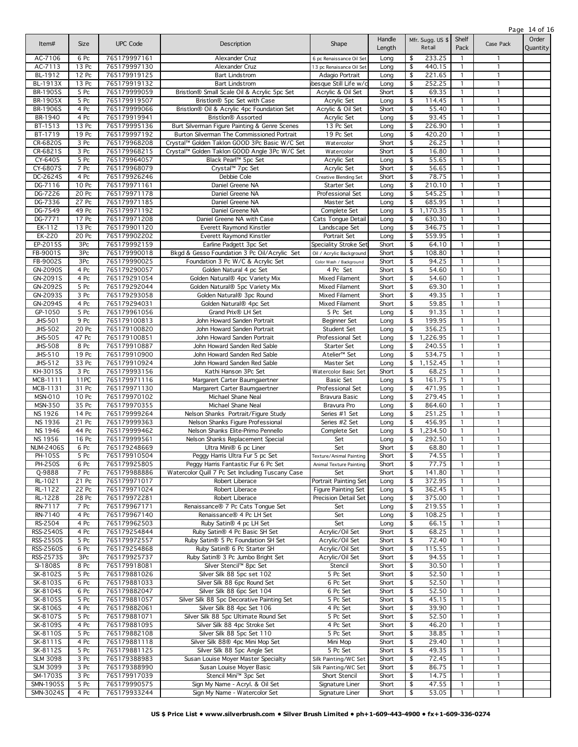| Item# | Size | UPC Code | Description | Shape | Handle Length | Mfr. Sugg. US $ Retail | Shelf Pack | Case Pack | Order Quantity |
|---|---|---|---|---|---|---|---|---|---|
| AC-7106 | 6 Pc | 765179997161 | Alexander Cruz | 6 pc Renaissance Oil Set | Long | $ 233.25 | 1 | 1 | |
| AC-7113 | 13 Pc | 765179997130 | Alexander Cruz | 13 pc Renaisance Oil Set | Long | $ 440.15 | 1 | 1 | |
| BL-1912 | 12 Pc | 765179919125 | Bart Lindstrom | Adagio Portrait | Long | $ 221.65 | 1 | 1 | |
| BL-1913X | 13 Pc | 765179919132 | Bart Lindstrom | ibesque Still Life w/c | Long | $ 252.25 | 1 | 1 | |
| BR-1905S | 5 Pc | 765179999059 | Bristlon® Small Scale Oil & Acrylic 5pc Set | Acrylic & Oil Set | Short | $ 69.35 | 1 | 1 | |
| BR-1905X | 5 Pc | 765179919507 | Bristlon® 5pc Set with Case | Acrylic Set | Long | $ 114.45 | 1 | 1 | |
| BR-1906S | 4 Pc | 765179999066 | Bristlon® Oil & Acrylic 4pc Foundation Set | Acrylic & Oil Set | Short | $ 55.40 | 1 | 1 | |
| BR-1940 | 4 Pc | 765179919941 | Bristlon® Assorted | Acrylic Set | Long | $ 93.45 | 1 | 1 | |
| BT-1513 | 13 Pc | 765179995136 | Burt Silverman Figure Painting & Genre Scenes | 13 Pc Set | Long | $ 226.90 | 1 | 1 | |
| BT-1719 | 19 Pc | 765179997192 | Burton Silverman The Commissioned Portrait | 19 Pc Set | Long | $ 420.20 | 1 | 1 | |
| CR-6820S | 3 Pc | 765179968208 | Crystal™ Golden Taklon GOOD 3Pc Basic W/C Set | Watercolor | Short | $ 26.25 | 1 | 1 | |
| CR-6821S | 3 Pc | 765179968215 | Crystal™ Golden Taklon GOOD Angle 3Pc W/C Set | Watercolor | Short | $ 16.80 | 1 | 1 | |
| CY-6405 | 5 Pc | 765179964057 | Black Pearl™ 5pc Set | Acrylic Set | Long | $ 55.65 | 1 | 1 | |
| CY-6807S | 7 Pc | 765179968079 | Crystal™ 7pc Set | Acrylic Set | Short | $ 56.65 | 1 | 1 | |
| DC-2624S | 4 Pc | 765179926246 | Debbie Cole | Creative Blending Set | Short | $ 78.75 | 1 | 1 | |
| DG-7116 | 10 Pc | 765179971161 | Daniel Greene NA | Starter Set | Long | $ 210.10 | 1 | 1 | |
| DG-7226 | 20 Pc | 765179971178 | Daniel Greene NA | Professional Set | Long | $ 545.25 | 1 | 1 | |
| DG-7336 | 27 Pc | 765179971185 | Daniel Greene NA | Master Set | Long | $ 685.95 | 1 | 1 | |
| DG-7549 | 49 Pc | 765179971192 | Daniel Greene NA | Complete Set | Long | $ 1,170.35 | 1 | 1 | |
| DG-7771 | 17 Pc | 765179971208 | Daniel Greene NA with Case | Cats Tongue Detail | Long | $ 630.30 | 1 | 1 | |
| EK-112 | 13 Pc | 765179901120 | Everett Raymond Kinstler | Landscape Set | Long | $ 346.75 | 1 | 1 | |
| EK-220 | 20 Pc | 765179902202 | Everett Raymond Kinstler | Portrait Set | Long | $ 559.95 | 1 | 1 | |
| EP-2015S | 3Pc | 765179992159 | Earline Padgett 3pc Set | Speciality Stroke Set | Short | $ 64.10 | 1 | 1 | |
| FB-9001S | 3Pc | 765179990018 | Bkgd & Gesso Foundation 3 Pc Oil/Acrylic Set | Oil / Acrylic Background | Short | $ 108.80 | 1 | 1 | |
| FB-9002S | 3Pc | 765179990025 | Foundation 3 Pc W/C & Acrylic Set | Color Wash / Background | Short | $ 94.25 | 1 | 1 | |
| GN-2090S | 4 Pc | 765179290057 | Golden Natural 4 pc Set | 4 Pc Set | Short | $ 54.60 | 1 | 1 | |
| GN-2091S | 4 Pc | 765179291054 | Golden Natural® 4pc Variety Mix | Mixed Filament | Short | $ 54.60 | 1 | 1 | |
| GN-2092S | 5 Pc | 765179292044 | Golden Natural® 5pc Variety Mix | Mixed Filament | Short | $ 69.30 | 1 | 1 | |
| GN-2093S | 3 Pc | 765179293058 | Golden Natural® 3pc Round | Mixed Filament | Short | $ 49.35 | 1 | 1 | |
| GN-2094S | 4 Pc | 765179294031 | Golden Natural® 4pc Set | Mixed Filament | Short | $ 59.85 | 1 | 1 | |
| GP-1050 | 5 Pc | 765179961056 | Grand Prix® LH Set | 5 Pc Set | Long | $ 91.35 | 1 | 1 | |
| JHS-501 | 9 Pc | 765179100813 | John Howard Sanden Portrait | Beginner Set | Long | $ 199.95 | 1 | 1 | |
| JHS-502 | 20 Pc | 765179100820 | John Howard Sanden Portrait | Student Set | Long | $ 356.25 | 1 | 1 | |
| JHS-505 | 47 Pc | 765179100851 | John Howard Sanden Portrait | Professional Set | Long | $ 1,226.95 | 1 | 1 | |
| JHS-508 | 8 Pc | 765179910887 | John Howard Sanden Red Sable | Starter Set | Long | $ 240.55 | 1 | 1 | |
| JHS-510 | 19 Pc | 765179910900 | John Howard Sanden Red Sable | Atelier™ Set | Long | $ 534.75 | 1 | 1 | |
| JHS-512 | 33 Pc | 765179910924 | John Howard Sanden Red Sable | Master Set | Long | $ 1,152.45 | 1 | 1 | |
| KH-3015S | 3 Pc | 765179993156 | Kathi Hanson 3Pc Set | Watercolor Basic Set | Short | $ 68.25 | 1 | 1 | |
| MCB-1111 | 11PC | 765179971116 | Margarert Carter Baumgaertner | Basic Set | Long | $ 161.75 | 1 | 1 | |
| MCB-1131 | 31 Pc | 765179971130 | Margarert Carter Baumgaertner | Professional Set | Long | $ 471.95 | 1 | 1 | |
| MSN-010 | 10 Pc | 765179970102 | Michael Shane Neal | Bravura Basic | Long | $ 279.45 | 1 | 1 | |
| MSN-350 | 35 Pc | 765179970355 | Michael Shane Neal | Bravura Pro | Long | $ 864.60 | 1 | 1 | |
| NS 1926 | 14 Pc | 765179999264 | Nelson Shanks Portrait/Figure Study | Series #1 Set | Long | $ 251.25 | 1 | 1 | |
| NS 1936 | 21 Pc | 765179999363 | Nelson Shanks Figure Professional | Series #2 Set | Long | $ 456.95 | 1 | 1 | |
| NS 1946 | 44 Pc | 765179999462 | Nelson Shanks Elite-Primo Pennello | Complete Set | Long | $ 1,234.50 | 1 | 1 | |
| NS 1956 | 16 Pc | 765179999561 | Nelson Shanks Replacement Special | Set | Long | $ 292.50 | 1 | 1 | |
| NUM-2406S | 6 Pc | 765179248669 | Ultra Mini® 6 pc Liner | Set | Short | $ 68.80 | 1 | 1 | |
| PH-105S | 5 Pc | 765179910504 | Peggy Harris Ultra Fur 5 pc Set | Texture/Animal Painting | Short | $ 74.55 | 1 | 1 | |
| PH-250S | 6 Pc | 765179925805 | Peggy Harris Fantastic Fur 6 Pc Set | Animal Texture Painting | Short | $ 77.75 | 1 | 1 | |
| Q-9888 | 7 Pc | 765179988886 | Watercolor Quill 7 Pc Set Including Tuscany Case | Set | Short | $ 141.80 | 1 | 1 | |
| RL-1021 | 21 Pc | 765179971017 | Robert Liberace | Portrait Painting Set | Long | $ 372.95 | 1 | 1 | |
| RL-1122 | 22 Pc | 765179971024 | Robert Liberace | Figure Painting Set | Long | $ 362.45 | 1 | 1 | |
| RL-1228 | 28 Pc | 765179972281 | Robert Liberace | Precision Detail Set | Long | $ 375.00 | 1 | 1 | |
| RN-7117 | 7 Pc | 765179967171 | Renaissance® 7 Pc Cats Tongue Set | Set | Long | $ 219.55 | 1 | 1 | |
| RN-7140 | 4 Pc | 765179967140 | Renaissance® 4 Pc LH Set | Set | Long | $ 108.25 | 1 | 1 | |
| RS-2504 | 4 Pc | 765179962503 | Ruby Satin® 4 pc LH Set | Set | Long | $ 66.15 | 1 | 1 | |
| RSS-2540S | 4 Pc | 765179254844 | Ruby Satin® 4 Pc Basic SH Set | Acrylic/Oil Set | Short | $ 68.25 | 1 | 1 | |
| RSS-2550S | 5 Pc | 765179972557 | Ruby Satin® 5 Pc Foundation SH Set | Acrylic/Oil Set | Short | $ 72.40 | 1 | 1 | |
| RSS-2560S | 6 Pc | 765179254868 | Ruby Satin® 6 Pc Starter SH | Acrylic/Oil Set | Short | $ 115.55 | 1 | 1 | |
| RSS-2573S | 3Pc | 765179925737 | Ruby Satin® 3 Pc Jumbo Bright Set | Acrylic/Oil Set | Short | $ 94.55 | 1 | 1 | |
| SI-1808S | 8 Pc | 765179918081 | Silver Stencil™ 8pc Set | Stencil | Short | $ 30.50 | 1 | 1 | |
| SK-8102S | 5 Pc | 765179881026 | Silver Silk 88 5pc set 102 | 5 Pc Set | Short | $ 52.50 | 1 | 1 | |
| SK-8103S | 6 Pc | 765179881033 | Silver Silk 88 6 Pc Round Set | 6 Pc Set | Short | $ 52.50 | 1 | 1 | |
| SK-8104S | 6 Pc | 765179882047 | Silver Silk 88 6pc Set 104 | 6 Pc Set | Short | $ 52.50 | 1 | 1 | |
| SK-8105S | 5 Pc | 765179881057 | Silver Silk 88 5pc Decorative Painting Set | 5 Pc Set | Short | $ 45.15 | 1 | 1 | |
| SK-8106S | 4 Pc | 765179882061 | Silver Silk 88 4pc Set 106 | 4 Pc Set | Short | $ 39.90 | 1 | 1 | |
| SK-8107S | 5 Pc | 765179881071 | Silver Silk 88 5pc Ultimate Round Set | 5 Pc Set | Short | $ 52.50 | 1 | 1 | |
| SK-8109S | 4 Pc | 765179881095 | Silver Silk 88 4pc Stroke Set | 4 Pc Set | Short | $ 46.20 | 1 | 1 | |
| SK-8110S | 5 Pc | 765179882108 | Silver Silk 88 5pc Set 110 | 5 Pc Set | Short | $ 38.85 | 1 | 1 | |
| SK-8111S | 4 Pc | 765179881118 | Silver Silk 88® 4pc Mini Mop Set | Mini Mop | Short | $ 29.40 | 1 | 1 | |
| SK-8112S | 5 Pc | 765179881125 | Silver Silk 88 5pc Angle Set | 5 Pc Set | Short | $ 49.35 | 1 | 1 | |
| SLM 3098 | 3 Pc | 765179388983 | Susan Louise Moyer Master Specialty | Silk Painting/WC Set | Short | $ 72.45 | 1 | 1 | |
| SLM 3099 | 3 Pc | 765179388990 | Susan Louise Moyer Basic | Silk Painting/WC Set | Short | $ 86.75 | 1 | 1 | |
| SM-1703S | 3 Pc | 765179917039 | Stencil Mini™ 3pc Set | Short Stencil | Short | $ 14.75 | 1 | 1 | |
| SMN-1905S | 5 Pc | 765179990575 | Sign My Name - Acryl. & Oil Set | Signature Liner | Short | $ 47.55 | 1 | 1 | |
| SMN-3024S | 4 Pc | 765179933244 | Sign My Name - Watercolor Set | Signature Liner | Short | $ 53.05 | 1 | 1 | |

**US $ Price List • www.silverbrush.com • Silver Brush Limited • ph+1-609-443-4900 • fx+1-609-336-0274**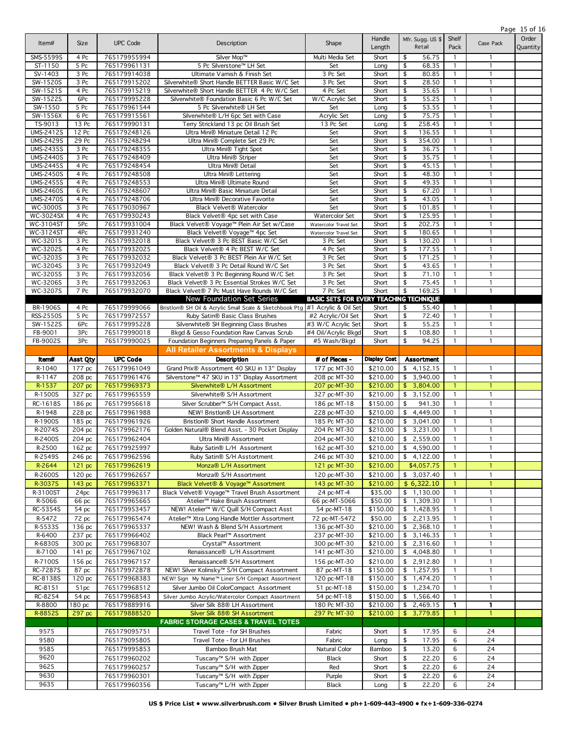| Item# | Size | UPC Code | Description | Shape | Handle Length | Mfr. Sugg. US $ Retail | Shelf Pack | Case Pack | Order Quantity |
|---|---|---|---|---|---|---|---|---|---|
| SMS-5599S | 4 Pc | 765179955994 | Silver Mop™ | Multi Media Set | Short | $ 56.75 | 1 | 1 | |
| ST-1150 | 5 Pc | 765179961131 | 5 Pc Silverstone™ LH Set | Set | Long | $ 68.35 | 1 | 1 | |
| SV-1403 | 3 Pc | 765179914038 | Ultimate Varnish & Finish Set | 3 Pc Set | Short | $ 80.85 | 1 | 1 | |
| SW-1520S | 3 Pc | 765179915202 | Silverwhite® Short Handle BETTER Basic W/C Set | 3 Pc Set | Short | $ 28.50 | 1 | 1 | |
| SW-1521S | 4 Pc | 765179915219 | Silverwhite® Short Handle BETTER 4 Pc W/C Set | 4 Pc Set | Short | $ 35.65 | 1 | 1 | |
| SW-1522S | 6Pc | 765179995228 | Silverwhite® Foundation Basic 6 Pc W/C Set | W/C Acrylic Set | Short | $ 55.25 | 1 | 1 | |
| SW-1550 | 5 Pc | 765179961544 | 5 Pc Silverwhite® LH Set | Set | Long | $ 53.55 | 1 | 1 | |
| SW-1556X | 6 Pc | 765179915561 | Silverwhite® L/H 6pc Set with Case | Acrylic Set | Long | $ 75.75 | 1 | 1 | |
| TS-9013 | 13 Pc | 765179990131 | Terry Strickland 13 pc Oil Brush Set | 13 Pc Set | Long | $ 258.45 | 1 | 1 | |
| UMS-2412S | 12 Pc | 765179248126 | Ultra Mini® Miniature Detail 12 Pc | Set | Short | $ 136.55 | 1 | 1 | |
| UMS-2429S | 29 Pc | 765179248294 | Ultra Mini® Complete Set 29 Pc | Set | Short | $ 354.00 | 1 | 1 | |
| UMS-2435S | 3 Pc | 765179248355 | Ultra Mini® Tight Spot | Set | Short | $ 36.75 | 1 | 1 | |
| UMS-2440S | 3 Pc | 765179248409 | Ultra Mini® Striper | Set | Short | $ 35.75 | 1 | 1 | |
| UMS-2445S | 4 Pc | 765179248454 | Ultra Mini® Detail | Set | Short | $ 45.15 | 1 | 1 | |
| UMS-2450S | 4 Pc | 765179248508 | Ultra Mini® Lettering | Set | Short | $ 48.30 | 1 | 1 | |
| UMS-2455S | 4 Pc | 765179248553 | Ultra Mini® Ultimate Round | Set | Short | $ 49.35 | 1 | 1 | |
| UMS-2460S | 6 Pc | 765179248607 | Ultra Mini® Basic Miniature Detail | Set | Short | $ 67.20 | 1 | 1 | |
| UMS-2470S | 4 Pc | 765179248706 | Ultra Mini® Decorative Favorite | Set | Short | $ 43.05 | 1 | 1 | |
| WC-3000S | 3 Pc | 765179030967 | Black Velvet® Watercolor | Set | Short | $ 101.85 | 1 | 1 | |
| WC-3024SX | 4 Pc | 765179930243 | Black Velvet® 4pc set with Case | Watercolor Set | Short | $ 125.95 | 1 | 1 | |
| WC-3104ST | 5Pc | 765179931004 | Black Velvet® Voyage™ Plein Air Set w/Case | Watercolor Travel Set | Short | $ 202.75 | 1 | 1 | |
| WC-3124ST | 4Pc | 765179931240 | Black Velvet® Voyage™ 4pc Set | Watercolor Travel Set | Short | $ 180.65 | 1 | 1 | |
| WC-3201S | 3 Pc | 765179932018 | Black Velvet® 3 Pc BEST Basic W/C Set | 3 Pc Set | Short | $ 130.20 | 1 | 1 | |
| WC-3202S | 4 Pc | 765179932025 | Black Velvet® 4 Pc BEST W/C Set | 4 Pc Set | Short | $ 177.55 | 1 | 1 | |
| WC-3203S | 3 Pc | 765179932032 | Black Velvet® 3 Pc BEST Plein Air W/C Set | 3 Pc Set | Short | $ 171.25 | 1 | 1 | |
| WC-3204S | 3 Pc | 765179932049 | Black Velvet® 3 Pc Detail Round W/C Set | 3 Pc Set | Short | $ 43.65 | 1 | 1 | |
| WC-3205S | 3 Pc | 765179932056 | Black Velvet® 3 Pc Beginning Round W/C Set | 3 Pc Set | Short | $ 71.10 | 1 | 1 | |
| WC-3206S | 3 Pc | 765179932063 | Black Velvet® 3 Pc Essential Strokes W/C Set | 3 Pc Set | Short | $ 75.45 | 1 | 1 | |
| WC-3207S | 7 Pc | 765179932070 | Black Velvet® 7 Pc Must Have Rounds W/C Set | 7 Pc Set | Short | $ 169.25 | 1 | 1 | |
| | | | **New Foundation Set Series** | **BASIC SETS FOR EVERY TEACHING TECHNIQUE** | | | | | |
| BR-1906S | 4 Pc | 765179999066 | Bristlon® SH Oil & Acrylic Small Scale & Sketchbook Ptg | #1 Acrylic & Oil Set | Short | $ 55.40 | 1 | 1 | |
| RSS-2550S | 5 Pc | 765179972557 | Ruby Satin® Basic Class Brushes | #2 Acrylic/Oil Set | Short | $ 72.40 | 1 | 1 | |
| SW-1522S | 6Pc | 765179995228 | Silverwhite® SH Beginning Class Brushes | #3 W/C Acrylic Set | Short | $ 55.25 | 1 | 1 | |
| FB-9001 | 3Pc | 765179990018 | Bkgd & Gesso Foundation Raw Canvas Scrub | #4 Oil/Acrylic Bkgd | Short | $ 108.80 | 1 | 1 | |
| FB-9002S | 3Pc | 765179990025 | Foundation Beginners Preparing Panels & Paper | #5 Wash/Bkgd | Short | $ 94.25 | 1 | 1 | |
| | | | **All Retailer Assortments & Displays** | | | | | | |
| **Item#** | **Asst Qty** | **UPC Code** | **Description** | **# of Pieces -** | **Display Cost** | **Assortment** | | | |
| R-1040 | 177 pc | 765179961049 | Grand Prix® Assortment 40 SKU in 13" Display | 177 pc MT-30 | $210.00 | $ 4,152.15 | 1 | 1 | |
| R-1147 | 208 pc | 765179961476 | Silverstone™ 47 SKU in 13" Display Assortment | 208 pc MT-30 | $210.00 | $ 3,940.00 | 1 | 1 | |
| R-1537 | 207 pc | 765179969373 | Silverwhite® L/H Assortment | 207 pc-MT-30 | $210.00 | $ 3,804.00 | 1 | 1 | |
| R-1500S | 327 pc | 765179965559 | Silverwhite® S/H Assortment | 327 pc-MT-30 | $210.00 | $ 3,152.00 | 1 | 1 | |
| RC-1618S | 186 pc | 765179956618 | Silver Scrubber™ S/H Compact Asst. | 186 pc MT-18 | $150.00 | $ 941.30 | 1 | 1 | |
| R-1948 | 228 pc | 765179961988 | NEW! Bristlon® LH Assortment | 228 pc-MT-30 | $210.00 | $ 4,449.00 | 1 | 1 | |
| R-1900S | 185 pc | 765179961926 | Bristlon® Short Handle Assortment | 185 Pc MT-30 | $210.00 | $ 3,041.00 | 1 | 1 | |
| R-2074S | 204 pc | 765179962176 | Golden Natural® Blend Asst. - 30 Pocket Display | 204 Pc MT-30 | $210.00 | $ 3,231.00 | 1 | 1 | |
| R-2400S | 204 pc | 765179962404 | Ultra Mini® Assortment | 204 pc-MT-30 | $210.00 | $ 2,559.00 | 1 | 1 | |
| R-2500 | 162 pc | 765179925997 | Ruby Satin® L/H Assortment | 162 pc-MT-30 | $210.00 | $ 4,590.00 | 1 | 1 | |
| R-2549S | 246 pc | 765179962596 | Ruby Satin® S/H Assortment | 246 pc MT-30 | $210.00 | $ 4,122.00 | 1 | 1 | |
| R-2644 | 121 pc | 765179962619 | Monza® L/H Assortment | 121 pc MT-30 | $210.00 | $4,057.75 | 1 | 1 | |
| R-2600S | 120 pc | 765179962657 | Monza® S/H Assortment | 120 pc-MT-30 | $210.00 | $ 3,037.40 | 1 | 1 | |
| R-3037S | 143 pc | 765179963371 | Black Velvet® & Voyage™ Assortment | 143 pc MT-30 | $210.00 | $ 6,322.10 | 1 | 1 | |
| R-3100ST | 24pc | 765179996317 | Black Velvet® Voyage™ Travel Brush Assortment | 24 pc-MT-4 | $35.00 | $ 1,130.00 | 1 | 1 | |
| R-5066 | 66 pc | 765179965665 | Atelier™ Hake Brush Assortment | 66 pc-MT-5066 | $50.00 | $ 1,309.30 | 1 | 1 | |
| RC-5354S | 54 pc | 765179953457 | NEW! Atelier™ W/C Quill S/H Compact Asst | 54 pc-MT-18 | $150.00 | $ 1,428.95 | 1 | 1 | |
| R-5472 | 72 pc | 765179965474 | Atelier™ Xtra Long Handle Mottler Assortment | 72 pc-MT-5472 | $50.00 | $ 2,213.95 | 1 | 1 | |
| R-5533S | 136 pc | 765179965337 | NEW! Wash & Blend S/H Assortment | 136 pc-MT-30 | $210.00 | $ 2,368.10 | 1 | 1 | |
| R-6400 | 237 pc | 765179966402 | Black Pearl™ Assortment | 237 pc-MT-30 | $210.00 | $ 3,146.35 | 1 | 1 | |
| R-6830S | 300 pc | 765179968307 | Crystal™ Assortment | 300 pc-MT-30 | $210.00 | $ 2,316.60 | 1 | 1 | |
| R-7100 | 141 pc | 765179967102 | Renaissance® L/H Assortment | 141 pc-MT-30 | $210.00 | $ 4,048.80 | 1 | 1 | |
| R-7100S | 156 pc | 765179967157 | Renaissance® S/H Assortment | 156 pc-MT-30 | $210.00 | $ 2,912.80 | 1 | 1 | |
| RC-7287S | 87 pc | 765179972878 | NEW! Silver Kolinsky™ S/H Compact Assortment | 87 pc-MT-18 | $150.00 | $ 1,257.95 | 1 | 1 | |
| RC-8138S | 120 pc | 765179968383 | NEW! Sign My Name™ Liner S/H Compact Assortment | 120 pc-MT-18 | $150.00 | $ 1,474.20 | 1 | 1 | |
| RC-8151 | 51pc | 765179968512 | Silver Jumbo Oil ColorCompact Assortment | 51 pc-MT-18 | $150.00 | $ 1,234.70 | 1 | 1 | |
| RC-8254 | 54 pc | 765179968543 | Silver Jumbo Acrylic/Watercolor Compact Assortment | 54 pc-MT-18 | $150.00 | $ 1,566.40 | 1 | 1 | |
| R-8800 | 180 pc | 765179889916 | Silver Silk 88® LH Assortment | 180 Pc MT-30 | $210.00 | $ 2,469.15 | 1 | 1 | |
| R-8852S | 297 pc | 765179888520 | Silver Silk 88® SH Assortment | 297 Pc MT-30 | $210.00 | $ 3,779.85 | 1 | 1 | |
| | | | **FABRIC STORAGE CASES & TRAVEL TOTES** | | | | | | |
| 9575 | | 765179095751 | Travel Tote - for SH Brushes | Fabric | Short | $ 17.95 | 6 | 24 | |
| 9580 | | 765179095805 | Travel Tote - for LH Brushes | Fabric | Long | $ 17.95 | 6 | 24 | |
| 9585 | | 765179995853 | Bamboo Brush Mat | Natural Color | Bamboo | $ 13.20 | 6 | 24 | |
| 9620 | | 765179960202 | Tuscany™ S/H with Zipper | Black | Short | $ 22.20 | 6 | 24 | |
| 9625 | | 765179960257 | Tuscany™ S/H with Zipper | Red | Short | $ 22.20 | 6 | 24 | |
| 9630 | | 765179960301 | Tuscany™ S/H with Zipper | Purple | Short | $ 22.20 | 6 | 24 | |
| 9635 | | 765179960356 | Tuscany™ L/H with Zipper | Black | Long | $ 22.20 | 6 | 24 | |

**US $ Price List • www.silverbrush.com • Silver Brush Limited • ph+1-609-443-4900 • fx+1-609-336-0274**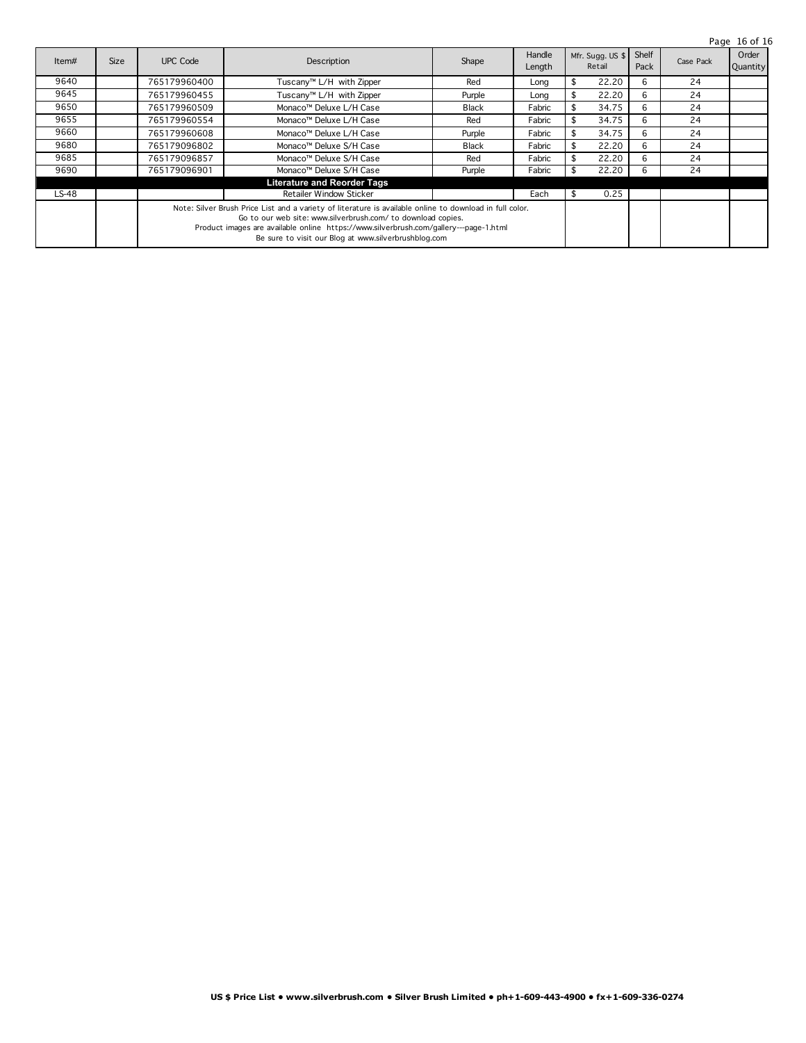| Item# | Size | UPC Code | Description | Shape | Handle Length | Mfr. Sugg. US $ Retail | Shelf Pack | Case Pack | Order Quantity |
|---|---|---|---|---|---|---|---|---|---|
| 9640 | | 765179960400 | Tuscany™ L/H with Zipper | Red | Long | $ 22.20 | 6 | 24 | |
| 9645 | | 765179960455 | Tuscany™ L/H with Zipper | Purple | Long | $ 22.20 | 6 | 24 | |
| 9650 | | 765179960509 | Monaco™ Deluxe L/H Case | Black | Fabric | $ 34.75 | 6 | 24 | |
| 9655 | | 765179960554 | Monaco™ Deluxe L/H Case | Red | Fabric | $ 34.75 | 6 | 24 | |
| 9660 | | 765179960608 | Monaco™ Deluxe L/H Case | Purple | Fabric | $ 34.75 | 6 | 24 | |
| 9680 | | 765179096802 | Monaco™ Deluxe S/H Case | Black | Fabric | $ 22.20 | 6 | 24 | |
| 9685 | | 765179096857 | Monaco™ Deluxe S/H Case | Red | Fabric | $ 22.20 | 6 | 24 | |
| 9690 | | 765179096901 | Monaco™ Deluxe S/H Case | Purple | Fabric | $ 22.20 | 6 | 24 | |
| | | | **Literature and Reorder Tags** | | | | | | |
| LS-48 | | | Retailer Window Sticker | | Each | $ 0.25 | | | |
| | | | Note: Silver Brush Price List and a variety of literature is available online to download in full color. Go to our web site: www.silverbrush.com/ to download copies. Product images are available online https://www.silverbrush.com/gallery---page-1.html Be sure to visit our Blog at www.silverbrushblog.com | | | | | | |

**US $ Price List • www.silverbrush.com • Silver Brush Limited • ph+1-609-443-4900 • fx+1-609-336-0274**